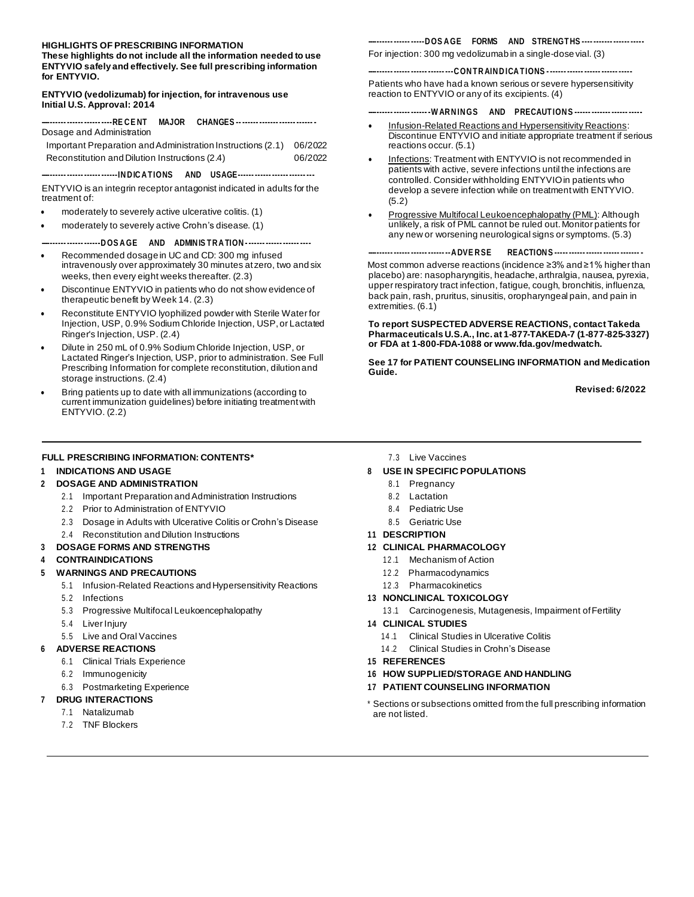**HIGHLIGHTS OF PRESCRIBING INFORMATION**
**These highlights do not include all the information needed to use ENTYVIO safely and effectively. See full prescribing information for ENTYVIO.**

**ENTYVIO (vedolizumab) for injection, for intravenous use**
**Initial U.S. Approval: 2014**

**----------------------------RECENT MAJOR CHANGES----------------------------**

Dosage and Administration

| | |
|---|---|
| Important Preparation and Administration Instructions (2.1) | 06/2022 |
| Reconstitution and Dilution Instructions (2.4) | 06/2022 |

**----------------------------INDICATIONS AND USAGE----------------------------**

ENTYVIO is an integrin receptor antagonist indicated in adults for the treatment of:

- moderately to severely active ulcerative colitis. (1)
- moderately to severely active Crohn's disease. (1)

**----------------------------DOSAGE AND ADMINISTRATION----------------------------**

- Recommended dosage in UC and CD: 300 mg infused intravenously over approximately 30 minutes at zero, two and six weeks, then every eight weeks thereafter. (2.3)
- Discontinue ENTYVIO in patients who do not show evidence of therapeutic benefit by Week 14. (2.3)
- Reconstitute ENTYVIO lyophilized powder with Sterile Water for Injection, USP, 0.9% Sodium Chloride Injection, USP, or Lactated Ringer's Injection, USP. (2.4)
- Dilute in 250 mL of 0.9% Sodium Chloride Injection, USP, or Lactated Ringer's Injection, USP, prior to administration. See Full Prescribing Information for complete reconstitution, dilution and storage instructions. (2.4)
- Bring patients up to date with all immunizations (according to current immunization guidelines) before initiating treatment with ENTYVIO. (2.2)

**----------------------------DOSAGE FORMS AND STRENGTHS----------------------------**

For injection: 300 mg vedolizumab in a single-dose vial. (3)

**----------------------------CONTRAINDICATIONS----------------------------**

Patients who have had a known serious or severe hypersensitivity reaction to ENTYVIO or any of its excipients. (4)

**----------------------------WARNINGS AND PRECAUTIONS----------------------------**

- Infusion-Related Reactions and Hypersensitivity Reactions: Discontinue ENTYVIO and initiate appropriate treatment if serious reactions occur. (5.1)
- Infections: Treatment with ENTYVIO is not recommended in patients with active, severe infections until the infections are controlled. Consider withholding ENTYVIO in patients who develop a severe infection while on treatment with ENTYVIO. (5.2)
- Progressive Multifocal Leukoencephalopathy (PML): Although unlikely, a risk of PML cannot be ruled out. Monitor patients for any new or worsening neurological signs or symptoms. (5.3)

**----------------------------ADVERSE REACTIONS----------------------------**

Most common adverse reactions (incidence ≥3% and ≥1% higher than placebo) are: nasopharyngitis, headache, arthralgia, nausea, pyrexia, upper respiratory tract infection, fatigue, cough, bronchitis, influenza, back pain, rash, pruritus, sinusitis, oropharyngeal pain, and pain in extremities. (6.1)

**To report SUSPECTED ADVERSE REACTIONS, contact Takeda Pharmaceuticals U.S.A., Inc. at 1-877-TAKEDA-7 (1-877-825-3327) or FDA at 1-800-FDA-1088 or www.fda.gov/medwatch.**

**See 17 for PATIENT COUNSELING INFORMATION and Medication Guide.**

**Revised: 6/2022**

---

**FULL PRESCRIBING INFORMATION: CONTENTS***

**1 INDICATIONS AND USAGE**

**2 DOSAGE AND ADMINISTRATION**
- 2.1 Important Preparation and Administration Instructions
- 2.2 Prior to Administration of ENTYVIO
- 2.3 Dosage in Adults with Ulcerative Colitis or Crohn's Disease
- 2.4 Reconstitution and Dilution Instructions

**3 DOSAGE FORMS AND STRENGTHS**

**4 CONTRAINDICATIONS**

**5 WARNINGS AND PRECAUTIONS**
- 5.1 Infusion-Related Reactions and Hypersensitivity Reactions
- 5.2 Infections
- 5.3 Progressive Multifocal Leukoencephalopathy
- 5.4 Liver Injury
- 5.5 Live and Oral Vaccines

**6 ADVERSE REACTIONS**
- 6.1 Clinical Trials Experience
- 6.2 Immunogenicity
- 6.3 Postmarketing Experience

**7 DRUG INTERACTIONS**
- 7.1 Natalizumab
- 7.2 TNF Blockers
- 7.3 Live Vaccines

**8 USE IN SPECIFIC POPULATIONS**
- 8.1 Pregnancy
- 8.2 Lactation
- 8.4 Pediatric Use
- 8.5 Geriatric Use

**11 DESCRIPTION**

**12 CLINICAL PHARMACOLOGY**
- 12.1 Mechanism of Action
- 12.2 Pharmacodynamics
- 12.3 Pharmacokinetics

**13 NONCLINICAL TOXICOLOGY**
- 13.1 Carcinogenesis, Mutagenesis, Impairment of Fertility

**14 CLINICAL STUDIES**
- 14.1 Clinical Studies in Ulcerative Colitis
- 14.2 Clinical Studies in Crohn's Disease

**15 REFERENCES**

**16 HOW SUPPLIED/STORAGE AND HANDLING**

**17 PATIENT COUNSELING INFORMATION**

* Sections or subsections omitted from the full prescribing information are not listed.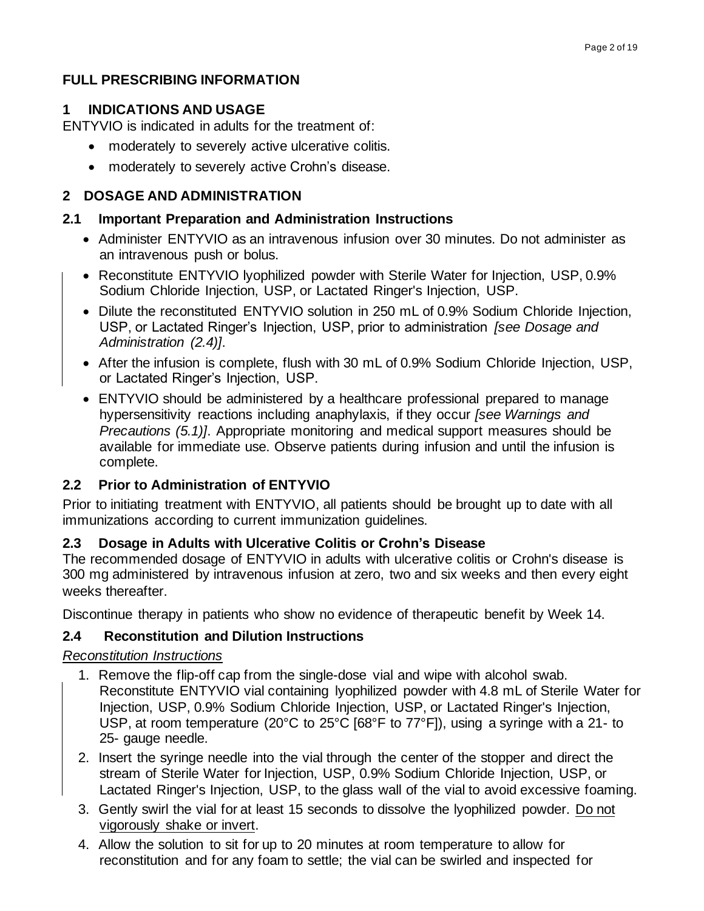# FULL PRESCRIBING INFORMATION

## 1 INDICATIONS AND USAGE

ENTYVIO is indicated in adults for the treatment of:

- moderately to severely active ulcerative colitis.
- moderately to severely active Crohn's disease.

## 2 DOSAGE AND ADMINISTRATION

### 2.1 Important Preparation and Administration Instructions

- Administer ENTYVIO as an intravenous infusion over 30 minutes. Do not administer as an intravenous push or bolus.
- Reconstitute ENTYVIO lyophilized powder with Sterile Water for Injection, USP, 0.9% Sodium Chloride Injection, USP, or Lactated Ringer's Injection, USP.
- Dilute the reconstituted ENTYVIO solution in 250 mL of 0.9% Sodium Chloride Injection, USP, or Lactated Ringer's Injection, USP, prior to administration *[see Dosage and Administration (2.4)]*.
- After the infusion is complete, flush with 30 mL of 0.9% Sodium Chloride Injection, USP, or Lactated Ringer's Injection, USP.
- ENTYVIO should be administered by a healthcare professional prepared to manage hypersensitivity reactions including anaphylaxis, if they occur *[see Warnings and Precautions (5.1)]*. Appropriate monitoring and medical support measures should be available for immediate use. Observe patients during infusion and until the infusion is complete.

### 2.2 Prior to Administration of ENTYVIO

Prior to initiating treatment with ENTYVIO, all patients should be brought up to date with all immunizations according to current immunization guidelines.

### 2.3 Dosage in Adults with Ulcerative Colitis or Crohn's Disease

The recommended dosage of ENTYVIO in adults with ulcerative colitis or Crohn's disease is 300 mg administered by intravenous infusion at zero, two and six weeks and then every eight weeks thereafter.

Discontinue therapy in patients who show no evidence of therapeutic benefit by Week 14.

### 2.4 Reconstitution and Dilution Instructions

*Reconstitution Instructions*

1. Remove the flip-off cap from the single-dose vial and wipe with alcohol swab. Reconstitute ENTYVIO vial containing lyophilized powder with 4.8 mL of Sterile Water for Injection, USP, 0.9% Sodium Chloride Injection, USP, or Lactated Ringer's Injection, USP, at room temperature (20°C to 25°C [68°F to 77°F]), using a syringe with a 21- to 25- gauge needle.
2. Insert the syringe needle into the vial through the center of the stopper and direct the stream of Sterile Water for Injection, USP, 0.9% Sodium Chloride Injection, USP, or Lactated Ringer's Injection, USP, to the glass wall of the vial to avoid excessive foaming.
3. Gently swirl the vial for at least 15 seconds to dissolve the lyophilized powder. Do not vigorously shake or invert.
4. Allow the solution to sit for up to 20 minutes at room temperature to allow for reconstitution and for any foam to settle; the vial can be swirled and inspected for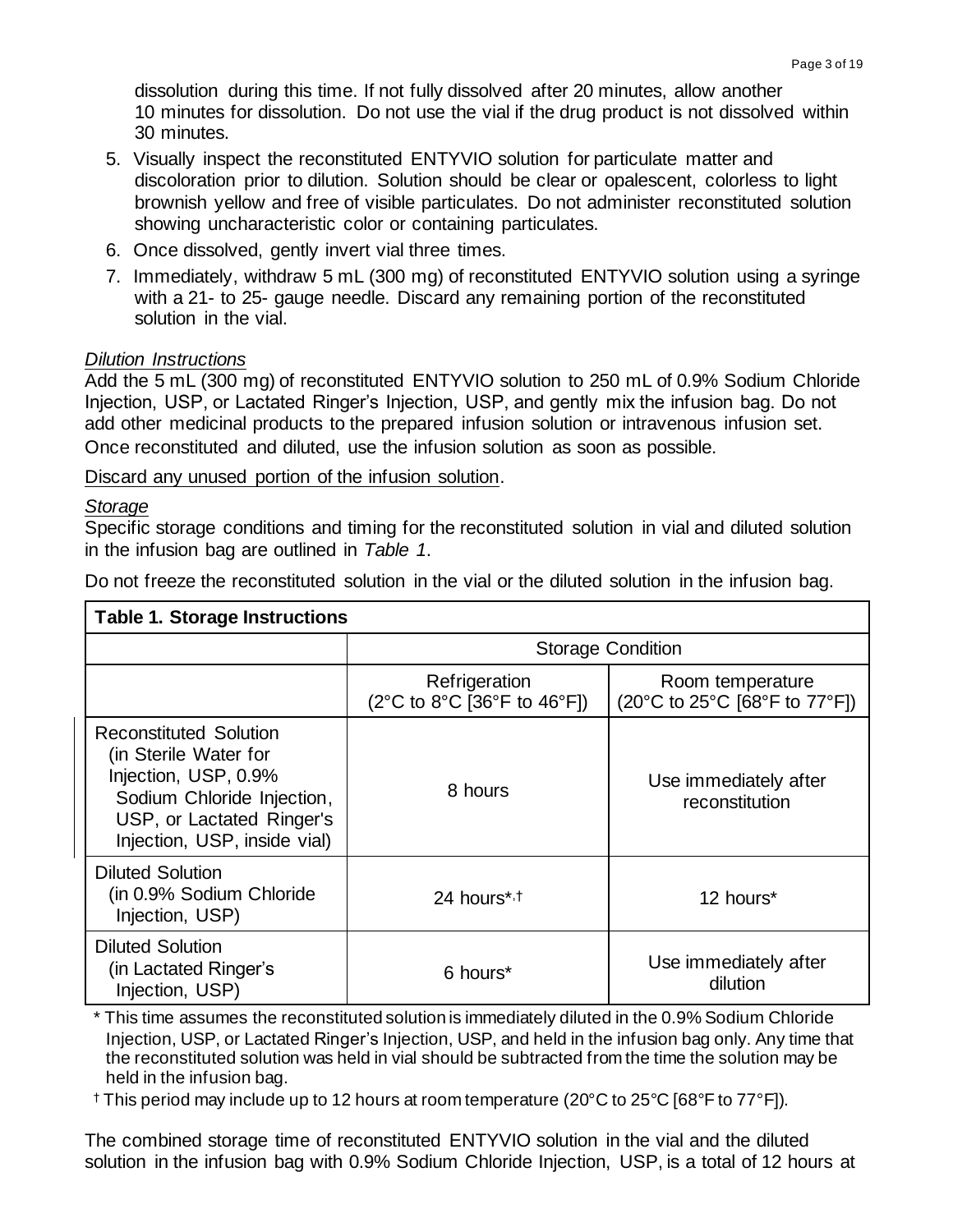dissolution during this time. If not fully dissolved after 20 minutes, allow another 10 minutes for dissolution. Do not use the vial if the drug product is not dissolved within 30 minutes.

5. Visually inspect the reconstituted ENTYVIO solution for particulate matter and discoloration prior to dilution. Solution should be clear or opalescent, colorless to light brownish yellow and free of visible particulates. Do not administer reconstituted solution showing uncharacteristic color or containing particulates.
6. Once dissolved, gently invert vial three times.
7. Immediately, withdraw 5 mL (300 mg) of reconstituted ENTYVIO solution using a syringe with a 21- to 25- gauge needle. Discard any remaining portion of the reconstituted solution in the vial.

*Dilution Instructions*

Add the 5 mL (300 mg) of reconstituted ENTYVIO solution to 250 mL of 0.9% Sodium Chloride Injection, USP, or Lactated Ringer's Injection, USP, and gently mix the infusion bag. Do not add other medicinal products to the prepared infusion solution or intravenous infusion set. Once reconstituted and diluted, use the infusion solution as soon as possible.

Discard any unused portion of the infusion solution.

*Storage*

Specific storage conditions and timing for the reconstituted solution in vial and diluted solution in the infusion bag are outlined in *Table 1*.

Do not freeze the reconstituted solution in the vial or the diluted solution in the infusion bag.

**Table 1. Storage Instructions**

| | Storage Condition | |
|---|---|---|
| | Refrigeration (2°C to 8°C [36°F to 46°F]) | Room temperature (20°C to 25°C [68°F to 77°F]) |
| Reconstituted Solution (in Sterile Water for Injection, USP, 0.9% Sodium Chloride Injection, USP, or Lactated Ringer's Injection, USP, inside vial) | 8 hours | Use immediately after reconstitution |
| Diluted Solution (in 0.9% Sodium Chloride Injection, USP) | 24 hours*,† | 12 hours* |
| Diluted Solution (in Lactated Ringer's Injection, USP) | 6 hours* | Use immediately after dilution |

\* This time assumes the reconstituted solution is immediately diluted in the 0.9% Sodium Chloride Injection, USP, or Lactated Ringer's Injection, USP, and held in the infusion bag only. Any time that the reconstituted solution was held in vial should be subtracted from the time the solution may be held in the infusion bag.

† This period may include up to 12 hours at room temperature (20°C to 25°C [68°F to 77°F]).

The combined storage time of reconstituted ENTYVIO solution in the vial and the diluted solution in the infusion bag with 0.9% Sodium Chloride Injection, USP, is a total of 12 hours at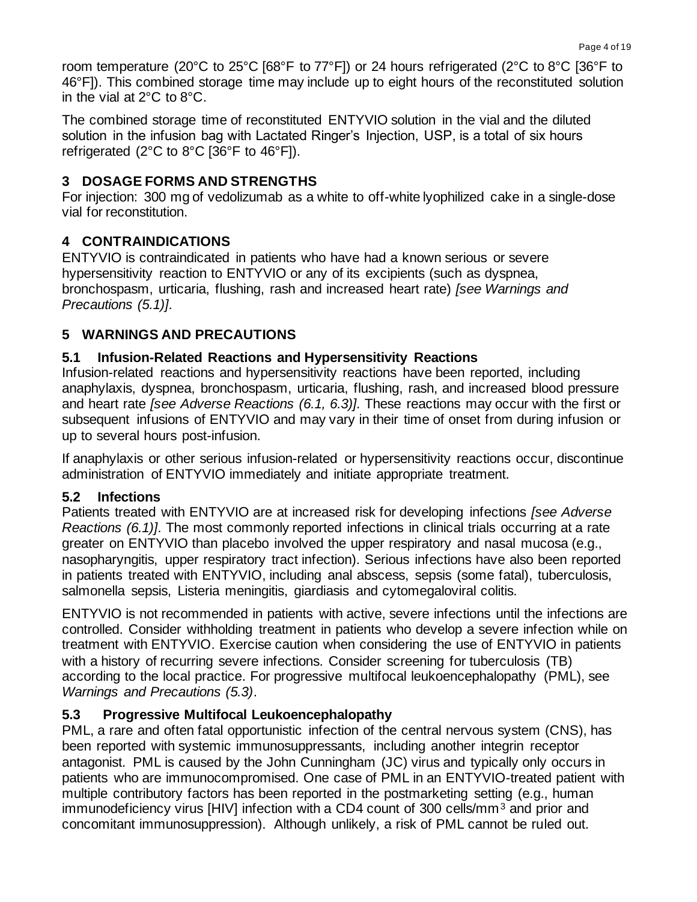room temperature (20°C to 25°C [68°F to 77°F]) or 24 hours refrigerated (2°C to 8°C [36°F to 46°F]). This combined storage time may include up to eight hours of the reconstituted solution in the vial at 2°C to 8°C.

The combined storage time of reconstituted ENTYVIO solution in the vial and the diluted solution in the infusion bag with Lactated Ringer's Injection, USP, is a total of six hours refrigerated (2°C to 8°C [36°F to 46°F]).

## 3 DOSAGE FORMS AND STRENGTHS

For injection: 300 mg of vedolizumab as a white to off-white lyophilized cake in a single-dose vial for reconstitution.

## 4 CONTRAINDICATIONS

ENTYVIO is contraindicated in patients who have had a known serious or severe hypersensitivity reaction to ENTYVIO or any of its excipients (such as dyspnea, bronchospasm, urticaria, flushing, rash and increased heart rate) *[see Warnings and Precautions (5.1)]*.

## 5 WARNINGS AND PRECAUTIONS

### 5.1 Infusion-Related Reactions and Hypersensitivity Reactions

Infusion-related reactions and hypersensitivity reactions have been reported, including anaphylaxis, dyspnea, bronchospasm, urticaria, flushing, rash, and increased blood pressure and heart rate *[see Adverse Reactions (6.1, 6.3)]*. These reactions may occur with the first or subsequent infusions of ENTYVIO and may vary in their time of onset from during infusion or up to several hours post-infusion.

If anaphylaxis or other serious infusion-related or hypersensitivity reactions occur, discontinue administration of ENTYVIO immediately and initiate appropriate treatment.

### 5.2 Infections

Patients treated with ENTYVIO are at increased risk for developing infections *[see Adverse Reactions (6.1)]*. The most commonly reported infections in clinical trials occurring at a rate greater on ENTYVIO than placebo involved the upper respiratory and nasal mucosa (e.g., nasopharyngitis, upper respiratory tract infection). Serious infections have also been reported in patients treated with ENTYVIO, including anal abscess, sepsis (some fatal), tuberculosis, salmonella sepsis, Listeria meningitis, giardiasis and cytomegaloviral colitis.

ENTYVIO is not recommended in patients with active, severe infections until the infections are controlled. Consider withholding treatment in patients who develop a severe infection while on treatment with ENTYVIO. Exercise caution when considering the use of ENTYVIO in patients with a history of recurring severe infections. Consider screening for tuberculosis (TB) according to the local practice. For progressive multifocal leukoencephalopathy (PML), see *Warnings and Precautions (5.3)*.

### 5.3 Progressive Multifocal Leukoencephalopathy

PML, a rare and often fatal opportunistic infection of the central nervous system (CNS), has been reported with systemic immunosuppressants, including another integrin receptor antagonist. PML is caused by the John Cunningham (JC) virus and typically only occurs in patients who are immunocompromised. One case of PML in an ENTYVIO-treated patient with multiple contributory factors has been reported in the postmarketing setting (e.g., human immunodeficiency virus [HIV] infection with a CD4 count of 300 cells/mm$^3$ and prior and concomitant immunosuppression). Although unlikely, a risk of PML cannot be ruled out.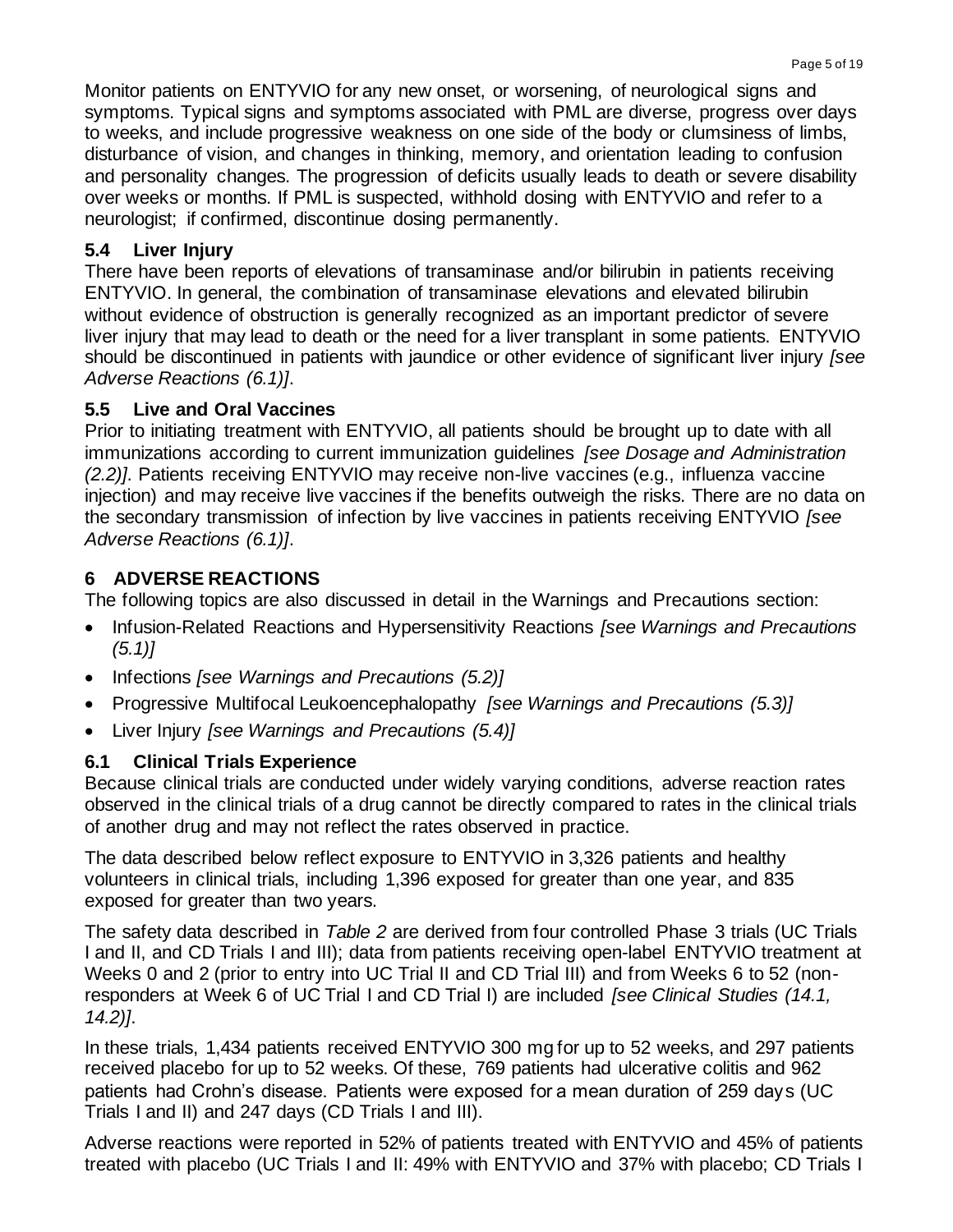Monitor patients on ENTYVIO for any new onset, or worsening, of neurological signs and symptoms. Typical signs and symptoms associated with PML are diverse, progress over days to weeks, and include progressive weakness on one side of the body or clumsiness of limbs, disturbance of vision, and changes in thinking, memory, and orientation leading to confusion and personality changes. The progression of deficits usually leads to death or severe disability over weeks or months. If PML is suspected, withhold dosing with ENTYVIO and refer to a neurologist; if confirmed, discontinue dosing permanently.

### 5.4 Liver Injury

There have been reports of elevations of transaminase and/or bilirubin in patients receiving ENTYVIO. In general, the combination of transaminase elevations and elevated bilirubin without evidence of obstruction is generally recognized as an important predictor of severe liver injury that may lead to death or the need for a liver transplant in some patients. ENTYVIO should be discontinued in patients with jaundice or other evidence of significant liver injury *[see Adverse Reactions (6.1)]*.

### 5.5 Live and Oral Vaccines

Prior to initiating treatment with ENTYVIO, all patients should be brought up to date with all immunizations according to current immunization guidelines *[see Dosage and Administration (2.2)]*. Patients receiving ENTYVIO may receive non-live vaccines (e.g., influenza vaccine injection) and may receive live vaccines if the benefits outweigh the risks. There are no data on the secondary transmission of infection by live vaccines in patients receiving ENTYVIO *[see Adverse Reactions (6.1)]*.

## 6 ADVERSE REACTIONS

The following topics are also discussed in detail in the Warnings and Precautions section:

- Infusion-Related Reactions and Hypersensitivity Reactions *[see Warnings and Precautions (5.1)]*
- Infections *[see Warnings and Precautions (5.2)]*
- Progressive Multifocal Leukoencephalopathy *[see Warnings and Precautions (5.3)]*
- Liver Injury *[see Warnings and Precautions (5.4)]*

### 6.1 Clinical Trials Experience

Because clinical trials are conducted under widely varying conditions, adverse reaction rates observed in the clinical trials of a drug cannot be directly compared to rates in the clinical trials of another drug and may not reflect the rates observed in practice.

The data described below reflect exposure to ENTYVIO in 3,326 patients and healthy volunteers in clinical trials, including 1,396 exposed for greater than one year, and 835 exposed for greater than two years.

The safety data described in *Table 2* are derived from four controlled Phase 3 trials (UC Trials I and II, and CD Trials I and III); data from patients receiving open-label ENTYVIO treatment at Weeks 0 and 2 (prior to entry into UC Trial II and CD Trial III) and from Weeks 6 to 52 (non-responders at Week 6 of UC Trial I and CD Trial I) are included *[see Clinical Studies (14.1, 14.2)]*.

In these trials, 1,434 patients received ENTYVIO 300 mg for up to 52 weeks, and 297 patients received placebo for up to 52 weeks. Of these, 769 patients had ulcerative colitis and 962 patients had Crohn's disease. Patients were exposed for a mean duration of 259 days (UC Trials I and II) and 247 days (CD Trials I and III).

Adverse reactions were reported in 52% of patients treated with ENTYVIO and 45% of patients treated with placebo (UC Trials I and II: 49% with ENTYVIO and 37% with placebo; CD Trials I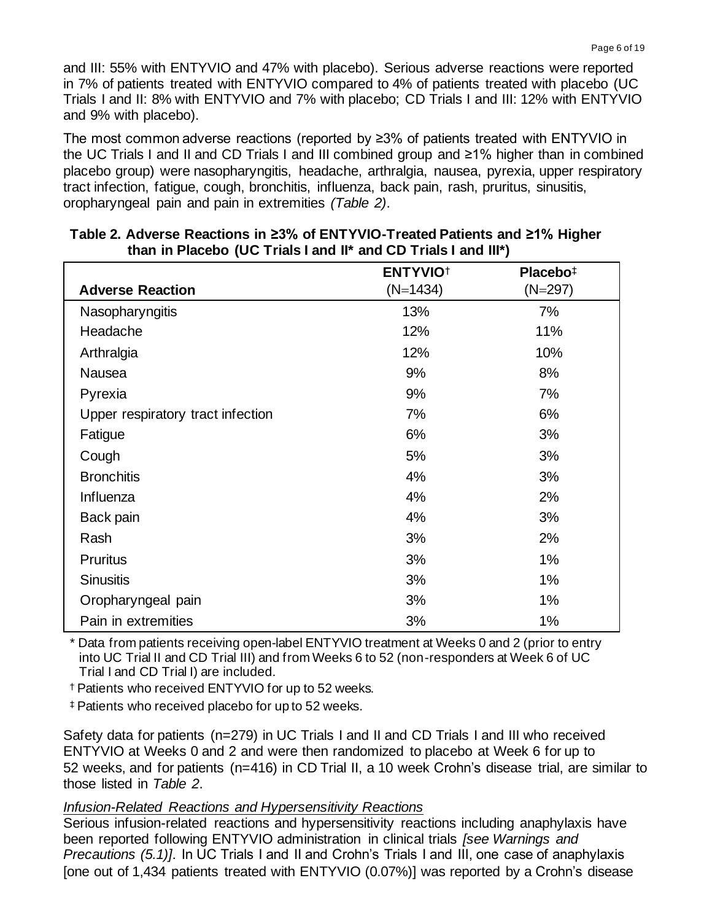and III: 55% with ENTYVIO and 47% with placebo). Serious adverse reactions were reported in 7% of patients treated with ENTYVIO compared to 4% of patients treated with placebo (UC Trials I and II: 8% with ENTYVIO and 7% with placebo; CD Trials I and III: 12% with ENTYVIO and 9% with placebo).

The most common adverse reactions (reported by ≥3% of patients treated with ENTYVIO in the UC Trials I and II and CD Trials I and III combined group and ≥1% higher than in combined placebo group) were nasopharyngitis, headache, arthralgia, nausea, pyrexia, upper respiratory tract infection, fatigue, cough, bronchitis, influenza, back pain, rash, pruritus, sinusitis, oropharyngeal pain and pain in extremities *(Table 2)*.

**Table 2. Adverse Reactions in ≥3% of ENTYVIO-Treated Patients and ≥1% Higher than in Placebo (UC Trials I and II* and CD Trials I and III*)**

| Adverse Reaction | ENTYVIO† (N=1434) | Placebo‡ (N=297) |
|---|---|---|
| Nasopharyngitis | 13% | 7% |
| Headache | 12% | 11% |
| Arthralgia | 12% | 10% |
| Nausea | 9% | 8% |
| Pyrexia | 9% | 7% |
| Upper respiratory tract infection | 7% | 6% |
| Fatigue | 6% | 3% |
| Cough | 5% | 3% |
| Bronchitis | 4% | 3% |
| Influenza | 4% | 2% |
| Back pain | 4% | 3% |
| Rash | 3% | 2% |
| Pruritus | 3% | 1% |
| Sinusitis | 3% | 1% |
| Oropharyngeal pain | 3% | 1% |
| Pain in extremities | 3% | 1% |

\* Data from patients receiving open-label ENTYVIO treatment at Weeks 0 and 2 (prior to entry into UC Trial II and CD Trial III) and from Weeks 6 to 52 (non-responders at Week 6 of UC Trial I and CD Trial I) are included.

† Patients who received ENTYVIO for up to 52 weeks.

‡ Patients who received placebo for up to 52 weeks.

Safety data for patients (n=279) in UC Trials I and II and CD Trials I and III who received ENTYVIO at Weeks 0 and 2 and were then randomized to placebo at Week 6 for up to 52 weeks, and for patients (n=416) in CD Trial II, a 10 week Crohn's disease trial, are similar to those listed in *Table 2*.

*Infusion-Related Reactions and Hypersensitivity Reactions*

Serious infusion-related reactions and hypersensitivity reactions including anaphylaxis have been reported following ENTYVIO administration in clinical trials *[see Warnings and Precautions (5.1)]*. In UC Trials I and II and Crohn's Trials I and III, one case of anaphylaxis [one out of 1,434 patients treated with ENTYVIO (0.07%)] was reported by a Crohn's disease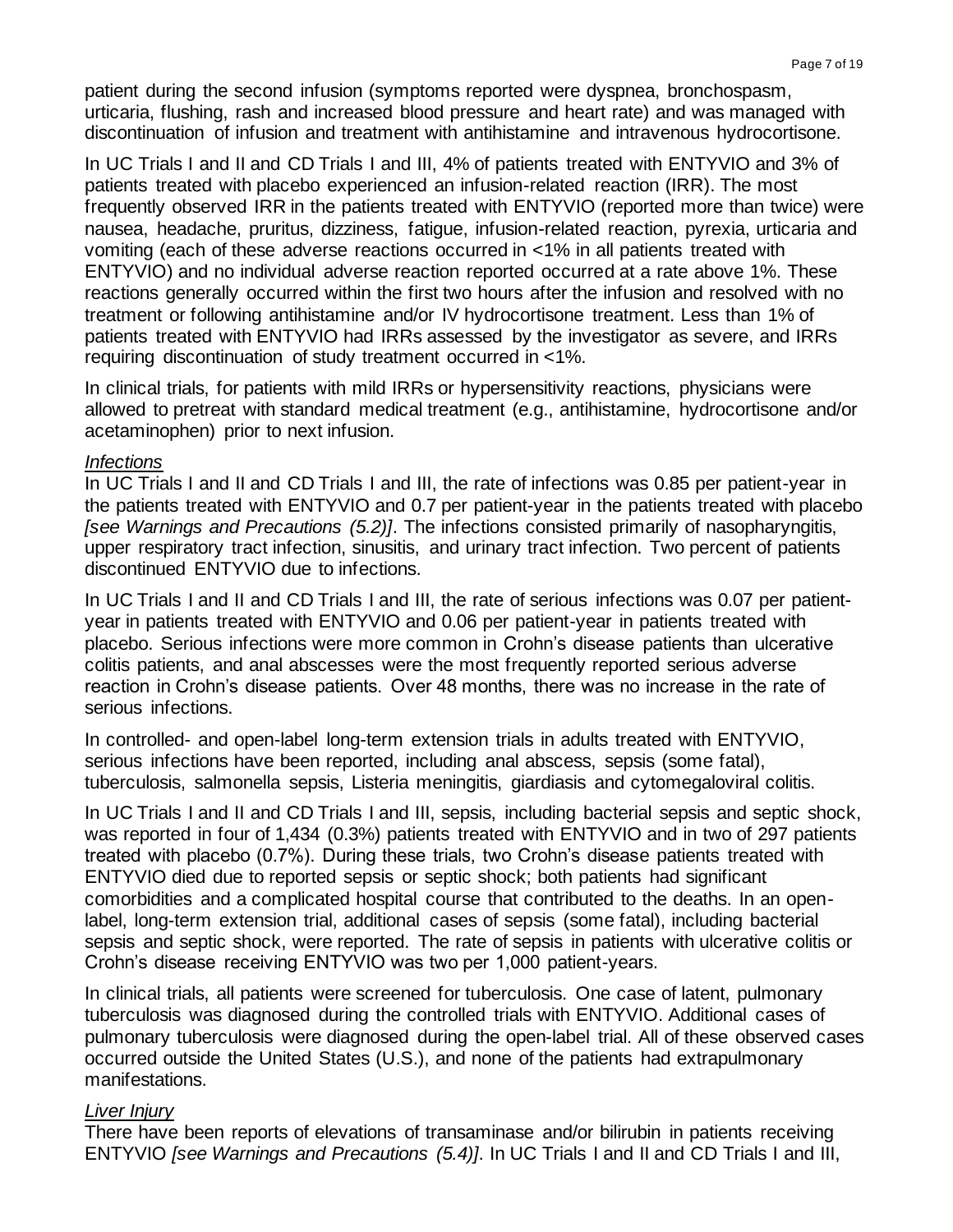patient during the second infusion (symptoms reported were dyspnea, bronchospasm, urticaria, flushing, rash and increased blood pressure and heart rate) and was managed with discontinuation of infusion and treatment with antihistamine and intravenous hydrocortisone.

In UC Trials I and II and CD Trials I and III, 4% of patients treated with ENTYVIO and 3% of patients treated with placebo experienced an infusion-related reaction (IRR). The most frequently observed IRR in the patients treated with ENTYVIO (reported more than twice) were nausea, headache, pruritus, dizziness, fatigue, infusion-related reaction, pyrexia, urticaria and vomiting (each of these adverse reactions occurred in <1% in all patients treated with ENTYVIO) and no individual adverse reaction reported occurred at a rate above 1%. These reactions generally occurred within the first two hours after the infusion and resolved with no treatment or following antihistamine and/or IV hydrocortisone treatment. Less than 1% of patients treated with ENTYVIO had IRRs assessed by the investigator as severe, and IRRs requiring discontinuation of study treatment occurred in <1%.

In clinical trials, for patients with mild IRRs or hypersensitivity reactions, physicians were allowed to pretreat with standard medical treatment (e.g., antihistamine, hydrocortisone and/or acetaminophen) prior to next infusion.

*Infections*

In UC Trials I and II and CD Trials I and III, the rate of infections was 0.85 per patient-year in the patients treated with ENTYVIO and 0.7 per patient-year in the patients treated with placebo *[see Warnings and Precautions (5.2)]*. The infections consisted primarily of nasopharyngitis, upper respiratory tract infection, sinusitis, and urinary tract infection. Two percent of patients discontinued ENTYVIO due to infections.

In UC Trials I and II and CD Trials I and III, the rate of serious infections was 0.07 per patient-year in patients treated with ENTYVIO and 0.06 per patient-year in patients treated with placebo. Serious infections were more common in Crohn's disease patients than ulcerative colitis patients, and anal abscesses were the most frequently reported serious adverse reaction in Crohn's disease patients. Over 48 months, there was no increase in the rate of serious infections.

In controlled- and open-label long-term extension trials in adults treated with ENTYVIO, serious infections have been reported, including anal abscess, sepsis (some fatal), tuberculosis, salmonella sepsis, Listeria meningitis, giardiasis and cytomegaloviral colitis.

In UC Trials I and II and CD Trials I and III, sepsis, including bacterial sepsis and septic shock, was reported in four of 1,434 (0.3%) patients treated with ENTYVIO and in two of 297 patients treated with placebo (0.7%). During these trials, two Crohn's disease patients treated with ENTYVIO died due to reported sepsis or septic shock; both patients had significant comorbidities and a complicated hospital course that contributed to the deaths. In an open-label, long-term extension trial, additional cases of sepsis (some fatal), including bacterial sepsis and septic shock, were reported. The rate of sepsis in patients with ulcerative colitis or Crohn's disease receiving ENTYVIO was two per 1,000 patient-years.

In clinical trials, all patients were screened for tuberculosis. One case of latent, pulmonary tuberculosis was diagnosed during the controlled trials with ENTYVIO. Additional cases of pulmonary tuberculosis were diagnosed during the open-label trial. All of these observed cases occurred outside the United States (U.S.), and none of the patients had extrapulmonary manifestations.

*Liver Injury*

There have been reports of elevations of transaminase and/or bilirubin in patients receiving ENTYVIO *[see Warnings and Precautions (5.4)]*. In UC Trials I and II and CD Trials I and III,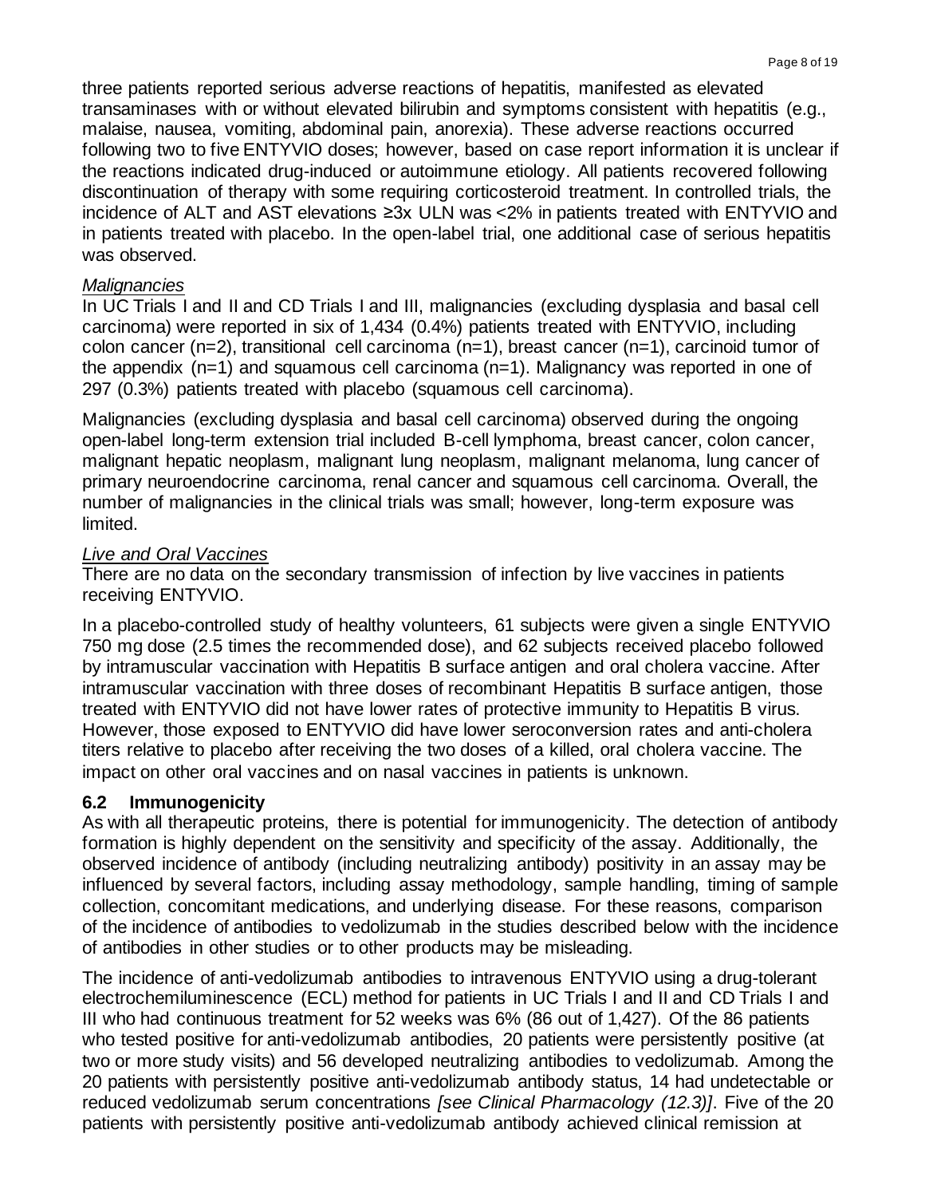three patients reported serious adverse reactions of hepatitis, manifested as elevated transaminases with or without elevated bilirubin and symptoms consistent with hepatitis (e.g., malaise, nausea, vomiting, abdominal pain, anorexia). These adverse reactions occurred following two to five ENTYVIO doses; however, based on case report information it is unclear if the reactions indicated drug-induced or autoimmune etiology. All patients recovered following discontinuation of therapy with some requiring corticosteroid treatment. In controlled trials, the incidence of ALT and AST elevations ≥3x ULN was <2% in patients treated with ENTYVIO and in patients treated with placebo. In the open-label trial, one additional case of serious hepatitis was observed.

*Malignancies*

In UC Trials I and II and CD Trials I and III, malignancies (excluding dysplasia and basal cell carcinoma) were reported in six of 1,434 (0.4%) patients treated with ENTYVIO, including colon cancer (n=2), transitional cell carcinoma (n=1), breast cancer (n=1), carcinoid tumor of the appendix (n=1) and squamous cell carcinoma (n=1). Malignancy was reported in one of 297 (0.3%) patients treated with placebo (squamous cell carcinoma).

Malignancies (excluding dysplasia and basal cell carcinoma) observed during the ongoing open-label long-term extension trial included B-cell lymphoma, breast cancer, colon cancer, malignant hepatic neoplasm, malignant lung neoplasm, malignant melanoma, lung cancer of primary neuroendocrine carcinoma, renal cancer and squamous cell carcinoma. Overall, the number of malignancies in the clinical trials was small; however, long-term exposure was limited.

*Live and Oral Vaccines*

There are no data on the secondary transmission of infection by live vaccines in patients receiving ENTYVIO.

In a placebo-controlled study of healthy volunteers, 61 subjects were given a single ENTYVIO 750 mg dose (2.5 times the recommended dose), and 62 subjects received placebo followed by intramuscular vaccination with Hepatitis B surface antigen and oral cholera vaccine. After intramuscular vaccination with three doses of recombinant Hepatitis B surface antigen, those treated with ENTYVIO did not have lower rates of protective immunity to Hepatitis B virus. However, those exposed to ENTYVIO did have lower seroconversion rates and anti-cholera titers relative to placebo after receiving the two doses of a killed, oral cholera vaccine. The impact on other oral vaccines and on nasal vaccines in patients is unknown.

## 6.2 Immunogenicity

As with all therapeutic proteins, there is potential for immunogenicity. The detection of antibody formation is highly dependent on the sensitivity and specificity of the assay. Additionally, the observed incidence of antibody (including neutralizing antibody) positivity in an assay may be influenced by several factors, including assay methodology, sample handling, timing of sample collection, concomitant medications, and underlying disease. For these reasons, comparison of the incidence of antibodies to vedolizumab in the studies described below with the incidence of antibodies in other studies or to other products may be misleading.

The incidence of anti-vedolizumab antibodies to intravenous ENTYVIO using a drug-tolerant electrochemiluminescence (ECL) method for patients in UC Trials I and II and CD Trials I and III who had continuous treatment for 52 weeks was 6% (86 out of 1,427). Of the 86 patients who tested positive for anti-vedolizumab antibodies, 20 patients were persistently positive (at two or more study visits) and 56 developed neutralizing antibodies to vedolizumab. Among the 20 patients with persistently positive anti-vedolizumab antibody status, 14 had undetectable or reduced vedolizumab serum concentrations *[see Clinical Pharmacology (12.3)]*. Five of the 20 patients with persistently positive anti-vedolizumab antibody achieved clinical remission at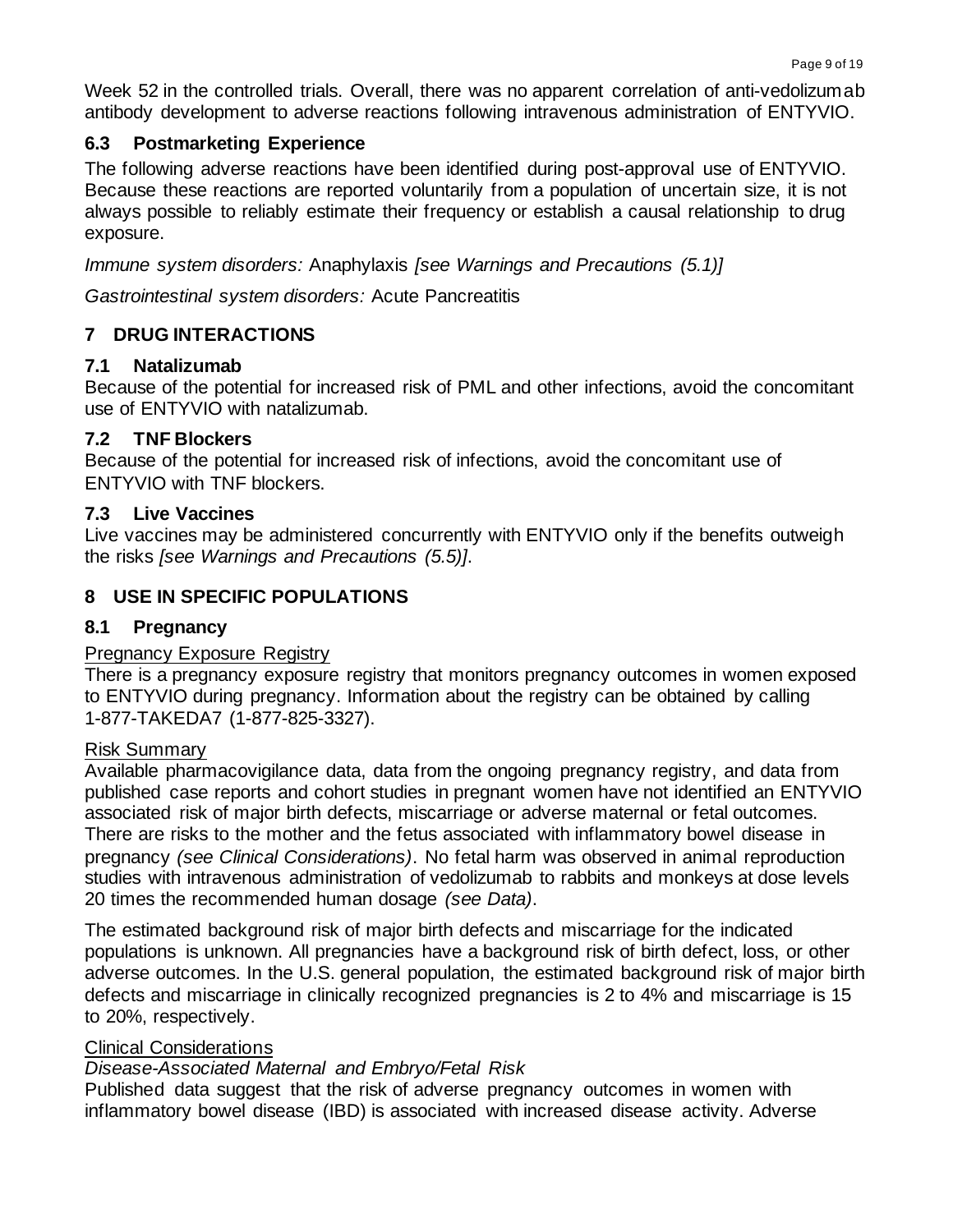Week 52 in the controlled trials. Overall, there was no apparent correlation of anti-vedolizumab antibody development to adverse reactions following intravenous administration of ENTYVIO.

### 6.3 Postmarketing Experience

The following adverse reactions have been identified during post-approval use of ENTYVIO. Because these reactions are reported voluntarily from a population of uncertain size, it is not always possible to reliably estimate their frequency or establish a causal relationship to drug exposure.

*Immune system disorders:* Anaphylaxis *[see Warnings and Precautions (5.1)]*

*Gastrointestinal system disorders:* Acute Pancreatitis

## 7 DRUG INTERACTIONS

### 7.1 Natalizumab

Because of the potential for increased risk of PML and other infections, avoid the concomitant use of ENTYVIO with natalizumab.

### 7.2 TNF Blockers

Because of the potential for increased risk of infections, avoid the concomitant use of ENTYVIO with TNF blockers.

### 7.3 Live Vaccines

Live vaccines may be administered concurrently with ENTYVIO only if the benefits outweigh the risks *[see Warnings and Precautions (5.5)]*.

## 8 USE IN SPECIFIC POPULATIONS

### 8.1 Pregnancy

Pregnancy Exposure Registry

There is a pregnancy exposure registry that monitors pregnancy outcomes in women exposed to ENTYVIO during pregnancy. Information about the registry can be obtained by calling 1-877-TAKEDA7 (1-877-825-3327).

Risk Summary

Available pharmacovigilance data, data from the ongoing pregnancy registry, and data from published case reports and cohort studies in pregnant women have not identified an ENTYVIO associated risk of major birth defects, miscarriage or adverse maternal or fetal outcomes. There are risks to the mother and the fetus associated with inflammatory bowel disease in pregnancy *(see Clinical Considerations)*. No fetal harm was observed in animal reproduction studies with intravenous administration of vedolizumab to rabbits and monkeys at dose levels 20 times the recommended human dosage *(see Data)*.

The estimated background risk of major birth defects and miscarriage for the indicated populations is unknown. All pregnancies have a background risk of birth defect, loss, or other adverse outcomes. In the U.S. general population, the estimated background risk of major birth defects and miscarriage in clinically recognized pregnancies is 2 to 4% and miscarriage is 15 to 20%, respectively.

Clinical Considerations

*Disease-Associated Maternal and Embryo/Fetal Risk*

Published data suggest that the risk of adverse pregnancy outcomes in women with inflammatory bowel disease (IBD) is associated with increased disease activity. Adverse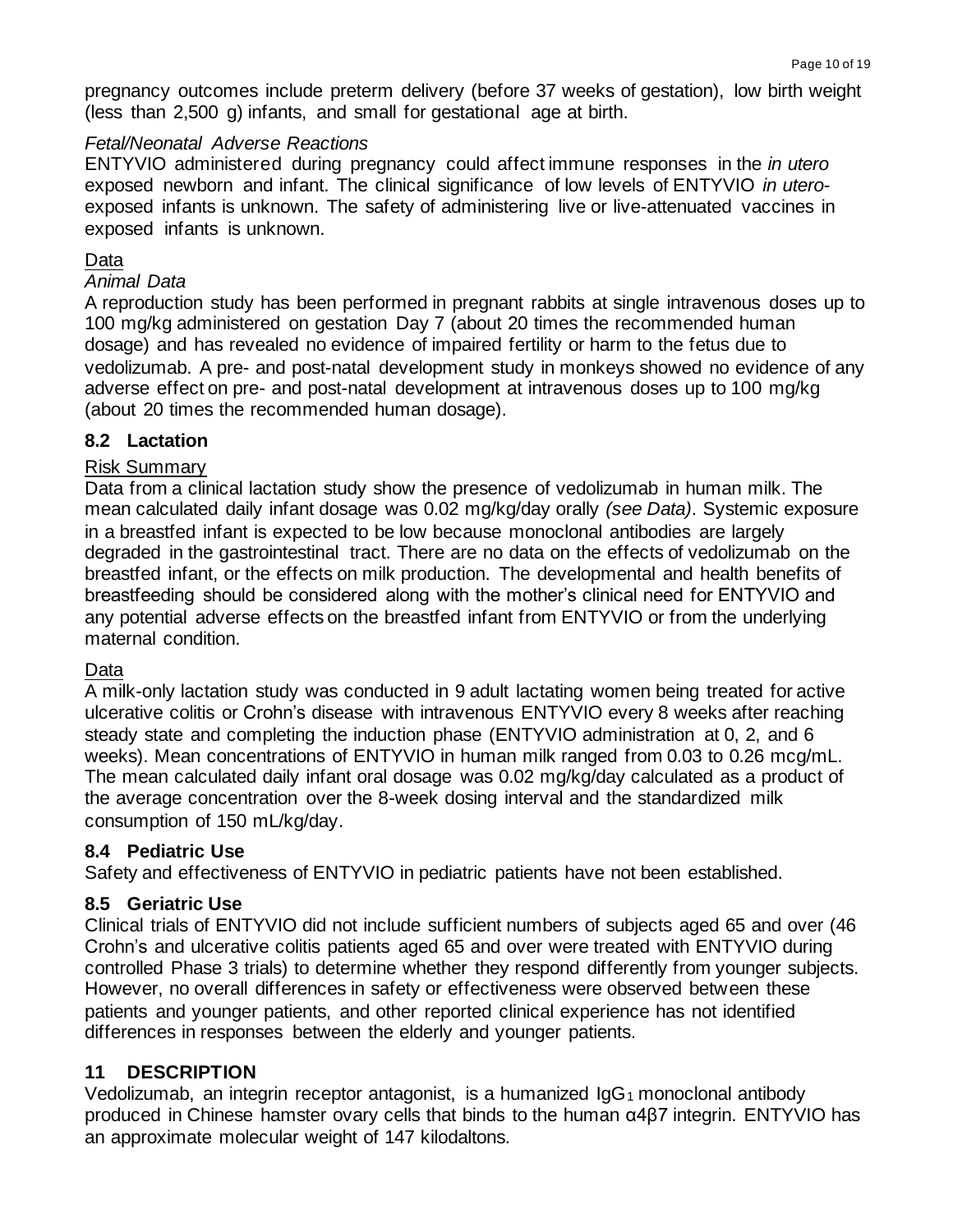pregnancy outcomes include preterm delivery (before 37 weeks of gestation), low birth weight (less than 2,500 g) infants, and small for gestational age at birth.

*Fetal/Neonatal Adverse Reactions*

ENTYVIO administered during pregnancy could affect immune responses in the *in utero* exposed newborn and infant. The clinical significance of low levels of ENTYVIO *in utero*-exposed infants is unknown. The safety of administering live or live-attenuated vaccines in exposed infants is unknown.

Data

*Animal Data*

A reproduction study has been performed in pregnant rabbits at single intravenous doses up to 100 mg/kg administered on gestation Day 7 (about 20 times the recommended human dosage) and has revealed no evidence of impaired fertility or harm to the fetus due to vedolizumab. A pre- and post-natal development study in monkeys showed no evidence of any adverse effect on pre- and post-natal development at intravenous doses up to 100 mg/kg (about 20 times the recommended human dosage).

## 8.2 Lactation

Risk Summary

Data from a clinical lactation study show the presence of vedolizumab in human milk. The mean calculated daily infant dosage was 0.02 mg/kg/day orally *(see Data)*. Systemic exposure in a breastfed infant is expected to be low because monoclonal antibodies are largely degraded in the gastrointestinal tract. There are no data on the effects of vedolizumab on the breastfed infant, or the effects on milk production. The developmental and health benefits of breastfeeding should be considered along with the mother's clinical need for ENTYVIO and any potential adverse effects on the breastfed infant from ENTYVIO or from the underlying maternal condition.

Data

A milk-only lactation study was conducted in 9 adult lactating women being treated for active ulcerative colitis or Crohn's disease with intravenous ENTYVIO every 8 weeks after reaching steady state and completing the induction phase (ENTYVIO administration at 0, 2, and 6 weeks). Mean concentrations of ENTYVIO in human milk ranged from 0.03 to 0.26 mcg/mL. The mean calculated daily infant oral dosage was 0.02 mg/kg/day calculated as a product of the average concentration over the 8-week dosing interval and the standardized milk consumption of 150 mL/kg/day.

## 8.4 Pediatric Use

Safety and effectiveness of ENTYVIO in pediatric patients have not been established.

## 8.5 Geriatric Use

Clinical trials of ENTYVIO did not include sufficient numbers of subjects aged 65 and over (46 Crohn's and ulcerative colitis patients aged 65 and over were treated with ENTYVIO during controlled Phase 3 trials) to determine whether they respond differently from younger subjects. However, no overall differences in safety or effectiveness were observed between these patients and younger patients, and other reported clinical experience has not identified differences in responses between the elderly and younger patients.

# 11 DESCRIPTION

Vedolizumab, an integrin receptor antagonist, is a humanized $IgG_1$ monoclonal antibody produced in Chinese hamster ovary cells that binds to the human α4β7 integrin. ENTYVIO has an approximate molecular weight of 147 kilodaltons.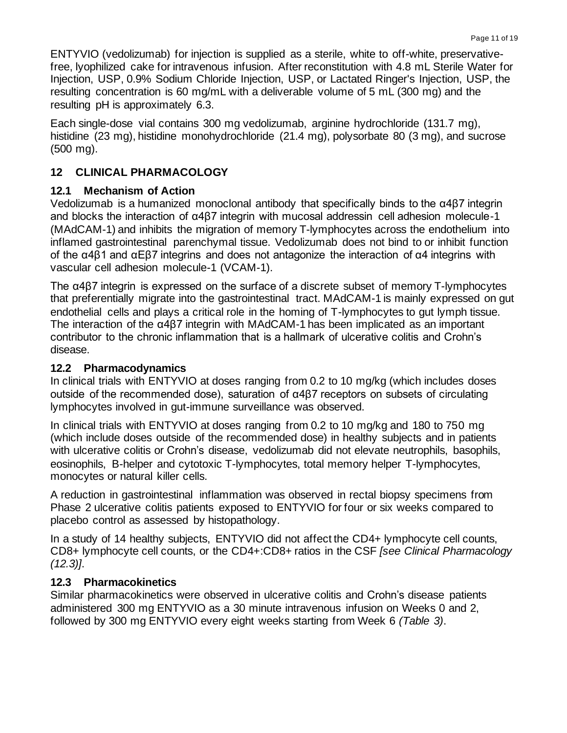ENTYVIO (vedolizumab) for injection is supplied as a sterile, white to off-white, preservative-free, lyophilized cake for intravenous infusion. After reconstitution with 4.8 mL Sterile Water for Injection, USP, 0.9% Sodium Chloride Injection, USP, or Lactated Ringer's Injection, USP, the resulting concentration is 60 mg/mL with a deliverable volume of 5 mL (300 mg) and the resulting pH is approximately 6.3.

Each single-dose vial contains 300 mg vedolizumab, arginine hydrochloride (131.7 mg), histidine (23 mg), histidine monohydrochloride (21.4 mg), polysorbate 80 (3 mg), and sucrose (500 mg).

## 12 CLINICAL PHARMACOLOGY

### 12.1 Mechanism of Action

Vedolizumab is a humanized monoclonal antibody that specifically binds to the α4β7 integrin and blocks the interaction of α4β7 integrin with mucosal addressin cell adhesion molecule-1 (MAdCAM-1) and inhibits the migration of memory T-lymphocytes across the endothelium into inflamed gastrointestinal parenchymal tissue. Vedolizumab does not bind to or inhibit function of the α4β1 and αEβ7 integrins and does not antagonize the interaction of α4 integrins with vascular cell adhesion molecule-1 (VCAM-1).

The α4β7 integrin is expressed on the surface of a discrete subset of memory T-lymphocytes that preferentially migrate into the gastrointestinal tract. MAdCAM-1 is mainly expressed on gut endothelial cells and plays a critical role in the homing of T-lymphocytes to gut lymph tissue. The interaction of the α4β7 integrin with MAdCAM-1 has been implicated as an important contributor to the chronic inflammation that is a hallmark of ulcerative colitis and Crohn's disease.

### 12.2 Pharmacodynamics

In clinical trials with ENTYVIO at doses ranging from 0.2 to 10 mg/kg (which includes doses outside of the recommended dose), saturation of α4β7 receptors on subsets of circulating lymphocytes involved in gut-immune surveillance was observed.

In clinical trials with ENTYVIO at doses ranging from 0.2 to 10 mg/kg and 180 to 750 mg (which include doses outside of the recommended dose) in healthy subjects and in patients with ulcerative colitis or Crohn's disease, vedolizumab did not elevate neutrophils, basophils, eosinophils, B-helper and cytotoxic T-lymphocytes, total memory helper T-lymphocytes, monocytes or natural killer cells.

A reduction in gastrointestinal inflammation was observed in rectal biopsy specimens from Phase 2 ulcerative colitis patients exposed to ENTYVIO for four or six weeks compared to placebo control as assessed by histopathology.

In a study of 14 healthy subjects, ENTYVIO did not affect the CD4+ lymphocyte cell counts, CD8+ lymphocyte cell counts, or the CD4+:CD8+ ratios in the CSF *[see Clinical Pharmacology (12.3)]*.

### 12.3 Pharmacokinetics

Similar pharmacokinetics were observed in ulcerative colitis and Crohn's disease patients administered 300 mg ENTYVIO as a 30 minute intravenous infusion on Weeks 0 and 2, followed by 300 mg ENTYVIO every eight weeks starting from Week 6 *(Table 3)*.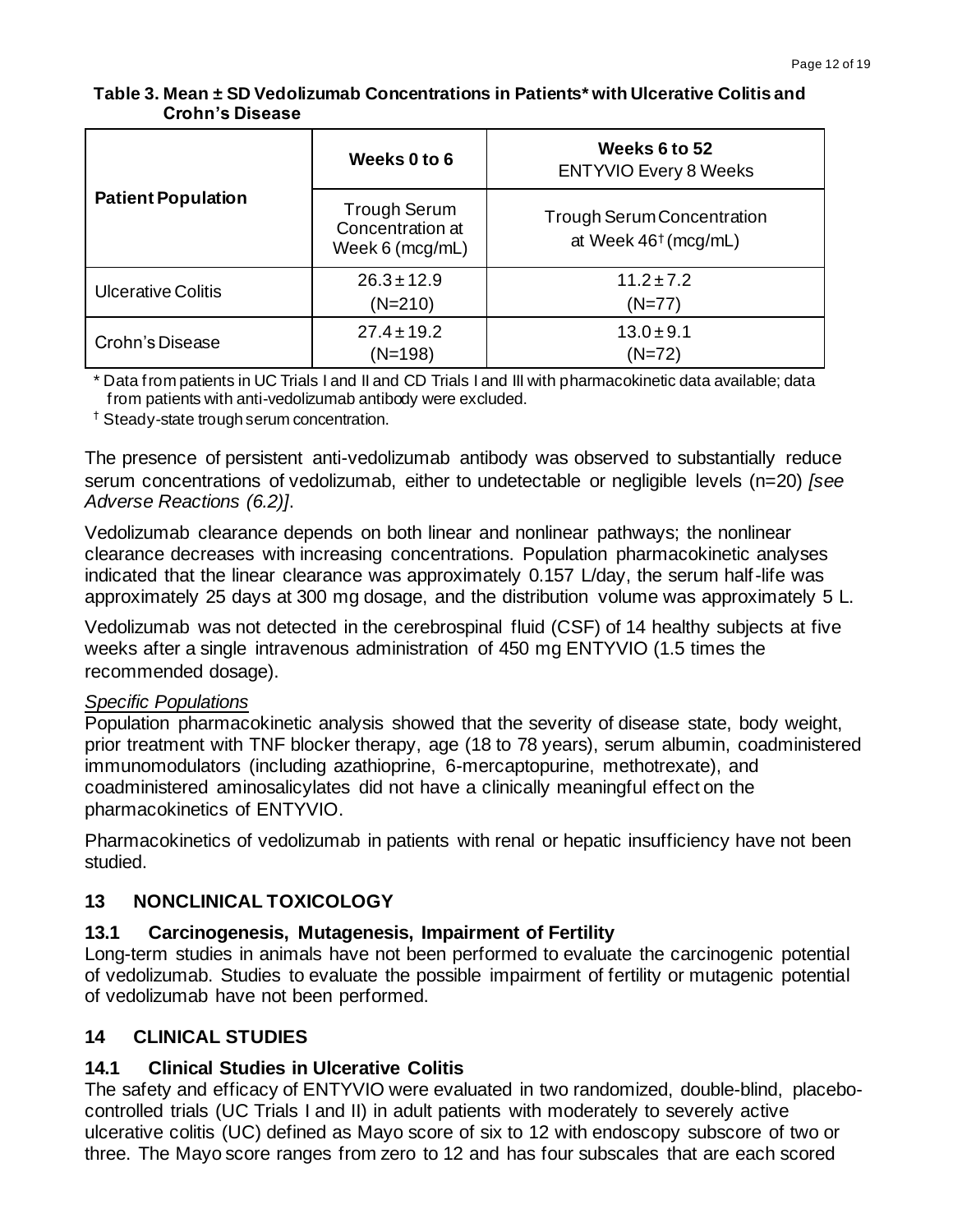**Table 3. Mean ± SD Vedolizumab Concentrations in Patients* with Ulcerative Colitis and Crohn's Disease**

| Patient Population | Weeks 0 to 6 | Weeks 6 to 52 ENTYVIO Every 8 Weeks |
|---|---|---|
| | Trough Serum Concentration at Week 6 (mcg/mL) | Trough Serum Concentration at Week 46† (mcg/mL) |
| Ulcerative Colitis | 26.3 ± 12.9 (N=210) | 11.2 ± 7.2 (N=77) |
| Crohn's Disease | 27.4 ± 19.2 (N=198) | 13.0 ± 9.1 (N=72) |

\* Data from patients in UC Trials I and II and CD Trials I and III with pharmacokinetic data available; data from patients with anti-vedolizumab antibody were excluded.

† Steady-state trough serum concentration.

The presence of persistent anti-vedolizumab antibody was observed to substantially reduce serum concentrations of vedolizumab, either to undetectable or negligible levels (n=20) *[see Adverse Reactions (6.2)]*.

Vedolizumab clearance depends on both linear and nonlinear pathways; the nonlinear clearance decreases with increasing concentrations. Population pharmacokinetic analyses indicated that the linear clearance was approximately 0.157 L/day, the serum half-life was approximately 25 days at 300 mg dosage, and the distribution volume was approximately 5 L.

Vedolizumab was not detected in the cerebrospinal fluid (CSF) of 14 healthy subjects at five weeks after a single intravenous administration of 450 mg ENTYVIO (1.5 times the recommended dosage).

*Specific Populations*

Population pharmacokinetic analysis showed that the severity of disease state, body weight, prior treatment with TNF blocker therapy, age (18 to 78 years), serum albumin, coadministered immunomodulators (including azathioprine, 6-mercaptopurine, methotrexate), and coadministered aminosalicylates did not have a clinically meaningful effect on the pharmacokinetics of ENTYVIO.

Pharmacokinetics of vedolizumab in patients with renal or hepatic insufficiency have not been studied.

## 13 NONCLINICAL TOXICOLOGY

### 13.1 Carcinogenesis, Mutagenesis, Impairment of Fertility

Long-term studies in animals have not been performed to evaluate the carcinogenic potential of vedolizumab. Studies to evaluate the possible impairment of fertility or mutagenic potential of vedolizumab have not been performed.

## 14 CLINICAL STUDIES

### 14.1 Clinical Studies in Ulcerative Colitis

The safety and efficacy of ENTYVIO were evaluated in two randomized, double-blind, placebo-controlled trials (UC Trials I and II) in adult patients with moderately to severely active ulcerative colitis (UC) defined as Mayo score of six to 12 with endoscopy subscore of two or three. The Mayo score ranges from zero to 12 and has four subscales that are each scored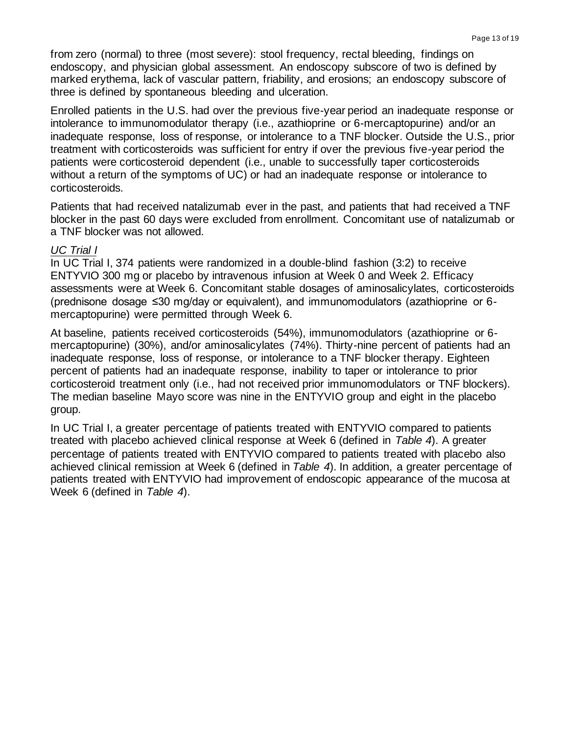from zero (normal) to three (most severe): stool frequency, rectal bleeding, findings on endoscopy, and physician global assessment. An endoscopy subscore of two is defined by marked erythema, lack of vascular pattern, friability, and erosions; an endoscopy subscore of three is defined by spontaneous bleeding and ulceration.

Enrolled patients in the U.S. had over the previous five-year period an inadequate response or intolerance to immunomodulator therapy (i.e., azathioprine or 6-mercaptopurine) and/or an inadequate response, loss of response, or intolerance to a TNF blocker. Outside the U.S., prior treatment with corticosteroids was sufficient for entry if over the previous five-year period the patients were corticosteroid dependent (i.e., unable to successfully taper corticosteroids without a return of the symptoms of UC) or had an inadequate response or intolerance to corticosteroids.

Patients that had received natalizumab ever in the past, and patients that had received a TNF blocker in the past 60 days were excluded from enrollment. Concomitant use of natalizumab or a TNF blocker was not allowed.

*UC Trial I*

In UC Trial I, 374 patients were randomized in a double-blind fashion (3:2) to receive ENTYVIO 300 mg or placebo by intravenous infusion at Week 0 and Week 2. Efficacy assessments were at Week 6. Concomitant stable dosages of aminosalicylates, corticosteroids (prednisone dosage ≤30 mg/day or equivalent), and immunomodulators (azathioprine or 6-mercaptopurine) were permitted through Week 6.

At baseline, patients received corticosteroids (54%), immunomodulators (azathioprine or 6-mercaptopurine) (30%), and/or aminosalicylates (74%). Thirty-nine percent of patients had an inadequate response, loss of response, or intolerance to a TNF blocker therapy. Eighteen percent of patients had an inadequate response, inability to taper or intolerance to prior corticosteroid treatment only (i.e., had not received prior immunomodulators or TNF blockers). The median baseline Mayo score was nine in the ENTYVIO group and eight in the placebo group.

In UC Trial I, a greater percentage of patients treated with ENTYVIO compared to patients treated with placebo achieved clinical response at Week 6 (defined in *Table 4*). A greater percentage of patients treated with ENTYVIO compared to patients treated with placebo also achieved clinical remission at Week 6 (defined in *Table 4*). In addition, a greater percentage of patients treated with ENTYVIO had improvement of endoscopic appearance of the mucosa at Week 6 (defined in *Table 4*).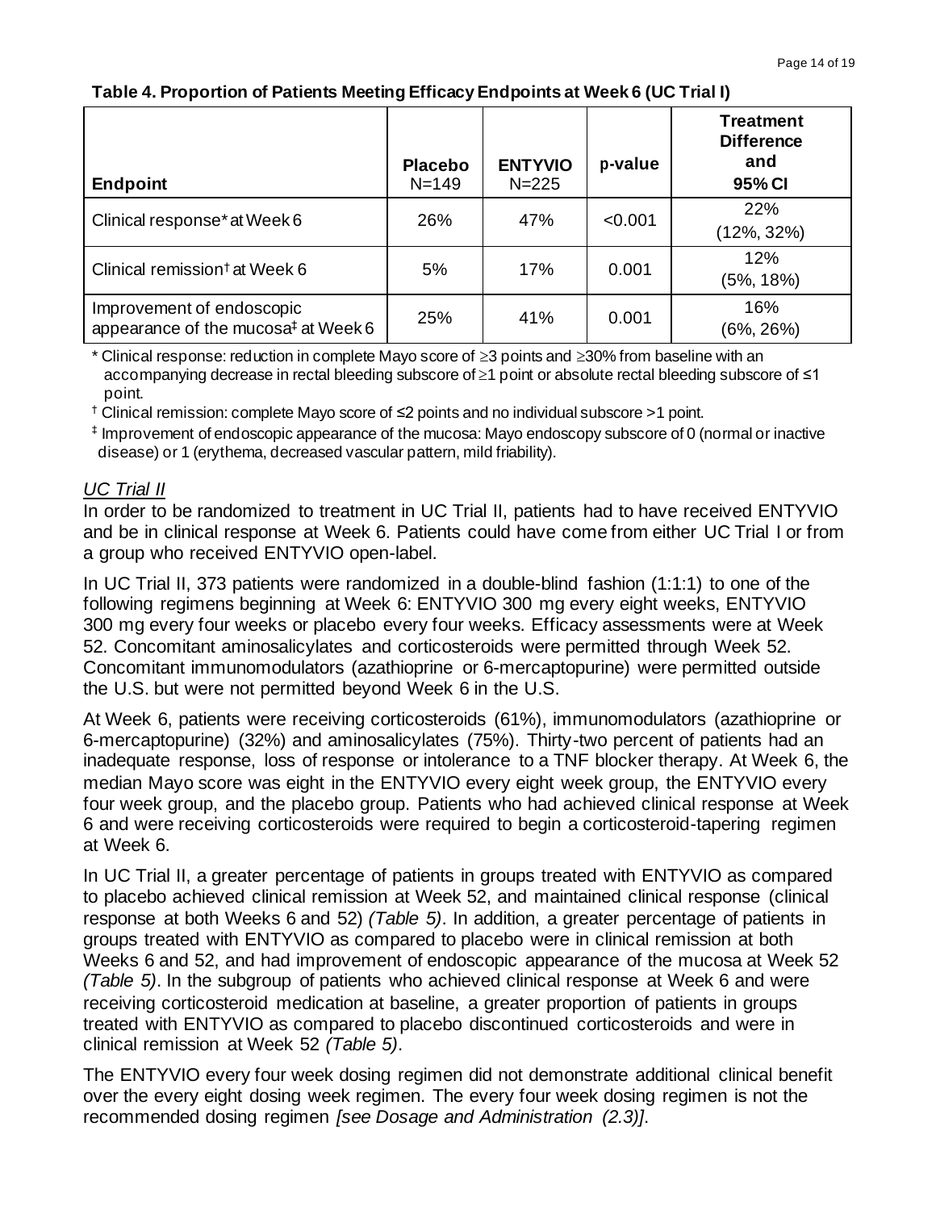**Table 4. Proportion of Patients Meeting Efficacy Endpoints at Week 6 (UC Trial I)**

| Endpoint | Placebo N=149 | ENTYVIO N=225 | p-value | Treatment Difference and 95% CI |
|---|---|---|---|---|
| Clinical response* at Week 6 | 26% | 47% | <0.001 | 22% (12%, 32%) |
| Clinical remission† at Week 6 | 5% | 17% | 0.001 | 12% (5%, 18%) |
| Improvement of endoscopic appearance of the mucosa‡ at Week 6 | 25% | 41% | 0.001 | 16% (6%, 26%) |

\* Clinical response: reduction in complete Mayo score of ≥3 points and ≥30% from baseline with an accompanying decrease in rectal bleeding subscore of ≥1 point or absolute rectal bleeding subscore of ≤1 point.

† Clinical remission: complete Mayo score of ≤2 points and no individual subscore >1 point.

‡ Improvement of endoscopic appearance of the mucosa: Mayo endoscopy subscore of 0 (normal or inactive disease) or 1 (erythema, decreased vascular pattern, mild friability).

*UC Trial II*

In order to be randomized to treatment in UC Trial II, patients had to have received ENTYVIO and be in clinical response at Week 6. Patients could have come from either UC Trial I or from a group who received ENTYVIO open-label.

In UC Trial II, 373 patients were randomized in a double-blind fashion (1:1:1) to one of the following regimens beginning at Week 6: ENTYVIO 300 mg every eight weeks, ENTYVIO 300 mg every four weeks or placebo every four weeks. Efficacy assessments were at Week 52. Concomitant aminosalicylates and corticosteroids were permitted through Week 52. Concomitant immunomodulators (azathioprine or 6-mercaptopurine) were permitted outside the U.S. but were not permitted beyond Week 6 in the U.S.

At Week 6, patients were receiving corticosteroids (61%), immunomodulators (azathioprine or 6-mercaptopurine) (32%) and aminosalicylates (75%). Thirty-two percent of patients had an inadequate response, loss of response or intolerance to a TNF blocker therapy. At Week 6, the median Mayo score was eight in the ENTYVIO every eight week group, the ENTYVIO every four week group, and the placebo group. Patients who had achieved clinical response at Week 6 and were receiving corticosteroids were required to begin a corticosteroid-tapering regimen at Week 6.

In UC Trial II, a greater percentage of patients in groups treated with ENTYVIO as compared to placebo achieved clinical remission at Week 52, and maintained clinical response (clinical response at both Weeks 6 and 52) *(Table 5)*. In addition, a greater percentage of patients in groups treated with ENTYVIO as compared to placebo were in clinical remission at both Weeks 6 and 52, and had improvement of endoscopic appearance of the mucosa at Week 52 *(Table 5)*. In the subgroup of patients who achieved clinical response at Week 6 and were receiving corticosteroid medication at baseline, a greater proportion of patients in groups treated with ENTYVIO as compared to placebo discontinued corticosteroids and were in clinical remission at Week 52 *(Table 5)*.

The ENTYVIO every four week dosing regimen did not demonstrate additional clinical benefit over the every eight dosing week regimen. The every four week dosing regimen is not the recommended dosing regimen *[see Dosage and Administration (2.3)]*.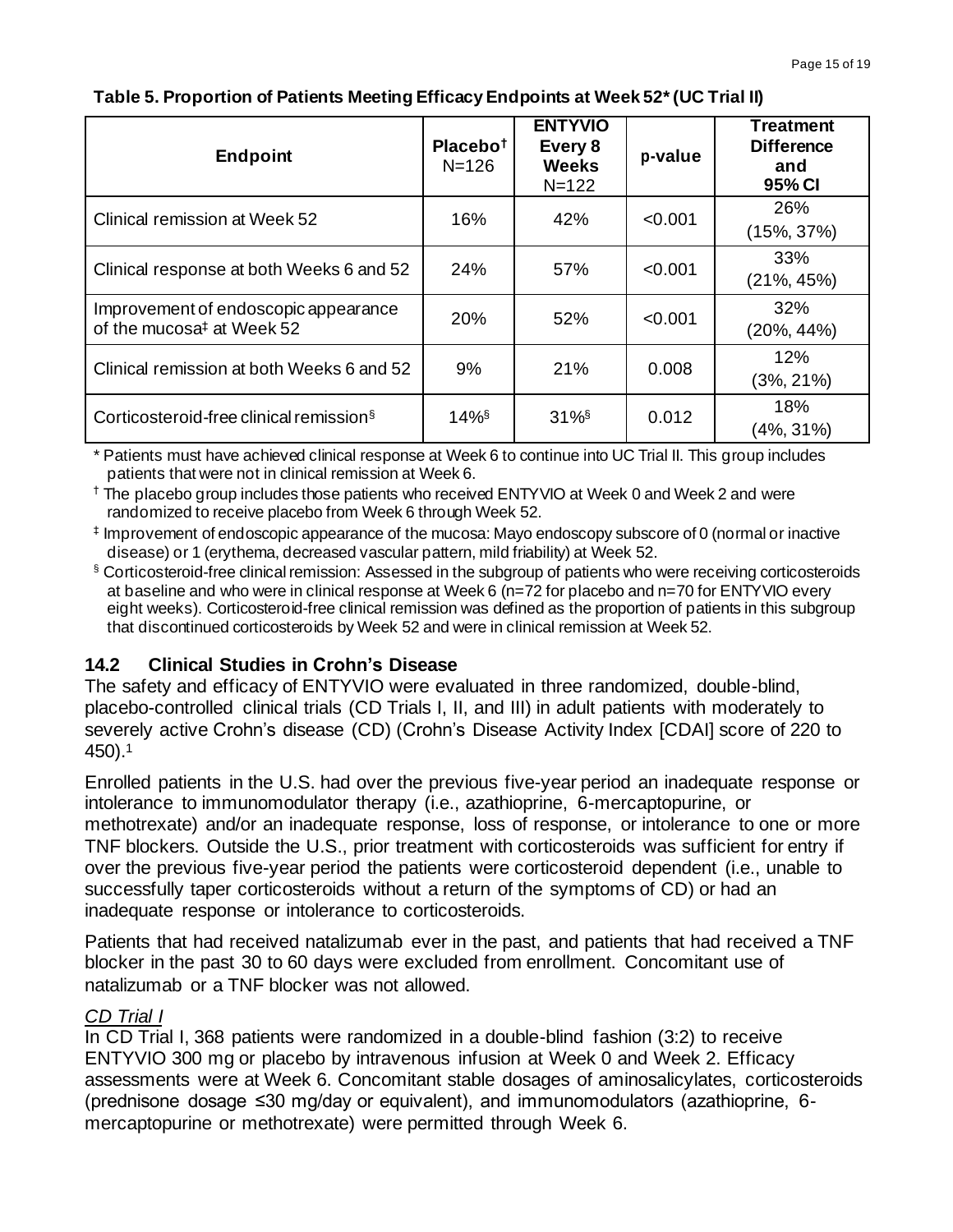**Table 5. Proportion of Patients Meeting Efficacy Endpoints at Week 52* (UC Trial II)**

| Endpoint | Placebo† N=126 | ENTYVIO Every 8 Weeks N=122 | p-value | Treatment Difference and 95% CI |
|---|---|---|---|---|
| Clinical remission at Week 52 | 16% | 42% | <0.001 | 26% (15%, 37%) |
| Clinical response at both Weeks 6 and 52 | 24% | 57% | <0.001 | 33% (21%, 45%) |
| Improvement of endoscopic appearance of the mucosa‡ at Week 52 | 20% | 52% | <0.001 | 32% (20%, 44%) |
| Clinical remission at both Weeks 6 and 52 | 9% | 21% | 0.008 | 12% (3%, 21%) |
| Corticosteroid-free clinical remission§ | 14%§ | 31%§ | 0.012 | 18% (4%, 31%) |

\* Patients must have achieved clinical response at Week 6 to continue into UC Trial II. This group includes patients that were not in clinical remission at Week 6.

† The placebo group includes those patients who received ENTYVIO at Week 0 and Week 2 and were randomized to receive placebo from Week 6 through Week 52.

‡ Improvement of endoscopic appearance of the mucosa: Mayo endoscopy subscore of 0 (normal or inactive disease) or 1 (erythema, decreased vascular pattern, mild friability) at Week 52.

§ Corticosteroid-free clinical remission: Assessed in the subgroup of patients who were receiving corticosteroids at baseline and who were in clinical response at Week 6 (n=72 for placebo and n=70 for ENTYVIO every eight weeks). Corticosteroid-free clinical remission was defined as the proportion of patients in this subgroup that discontinued corticosteroids by Week 52 and were in clinical remission at Week 52.

## 14.2 Clinical Studies in Crohn's Disease

The safety and efficacy of ENTYVIO were evaluated in three randomized, double-blind, placebo-controlled clinical trials (CD Trials I, II, and III) in adult patients with moderately to severely active Crohn's disease (CD) (Crohn's Disease Activity Index [CDAI] score of 220 to 450).[1]

Enrolled patients in the U.S. had over the previous five-year period an inadequate response or intolerance to immunomodulator therapy (i.e., azathioprine, 6-mercaptopurine, or methotrexate) and/or an inadequate response, loss of response, or intolerance to one or more TNF blockers. Outside the U.S., prior treatment with corticosteroids was sufficient for entry if over the previous five-year period the patients were corticosteroid dependent (i.e., unable to successfully taper corticosteroids without a return of the symptoms of CD) or had an inadequate response or intolerance to corticosteroids.

Patients that had received natalizumab ever in the past, and patients that had received a TNF blocker in the past 30 to 60 days were excluded from enrollment. Concomitant use of natalizumab or a TNF blocker was not allowed.

*CD Trial I*

In CD Trial I, 368 patients were randomized in a double-blind fashion (3:2) to receive ENTYVIO 300 mg or placebo by intravenous infusion at Week 0 and Week 2. Efficacy assessments were at Week 6. Concomitant stable dosages of aminosalicylates, corticosteroids (prednisone dosage ≤30 mg/day or equivalent), and immunomodulators (azathioprine, 6-mercaptopurine or methotrexate) were permitted through Week 6.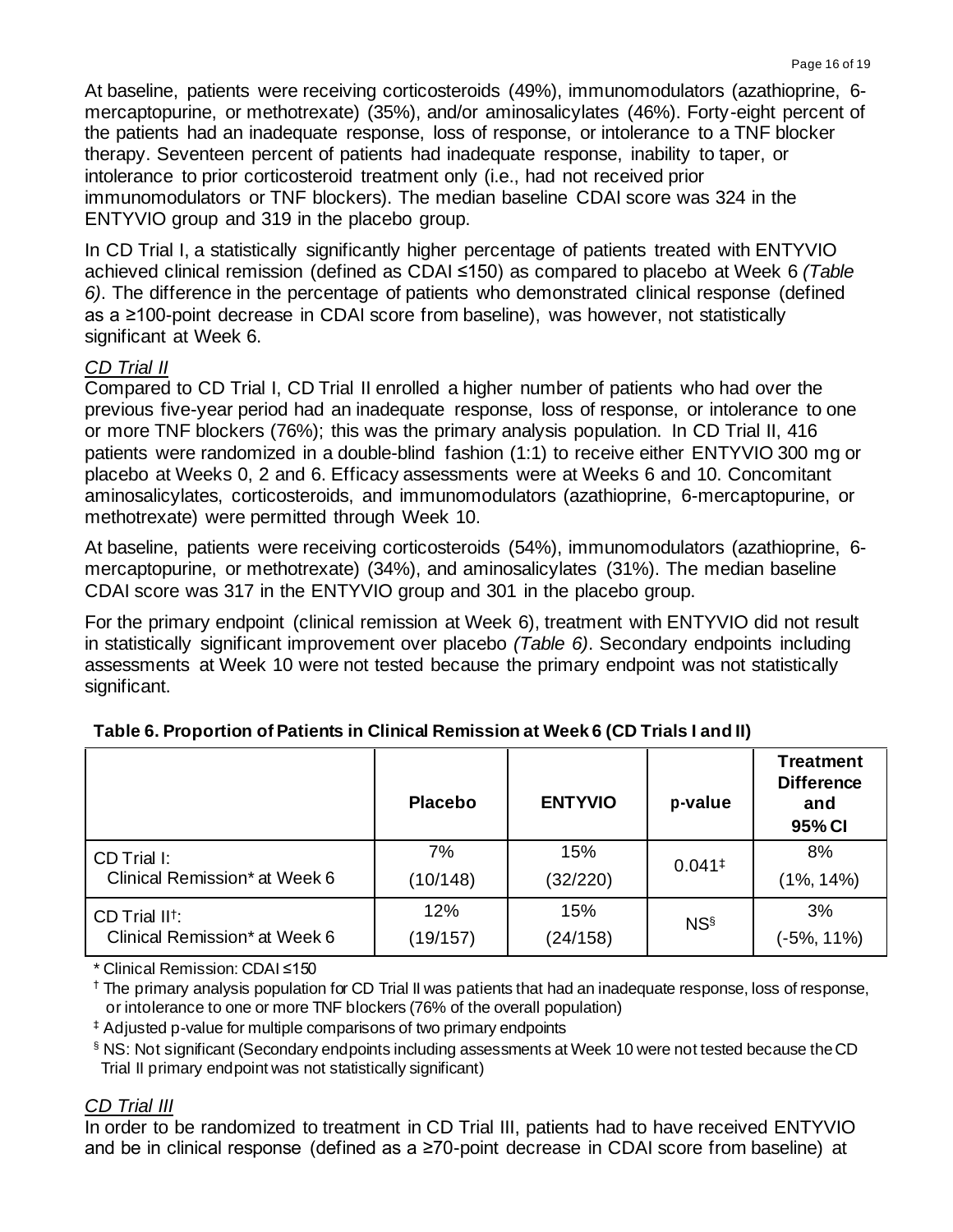At baseline, patients were receiving corticosteroids (49%), immunomodulators (azathioprine, 6-mercaptopurine, or methotrexate) (35%), and/or aminosalicylates (46%). Forty-eight percent of the patients had an inadequate response, loss of response, or intolerance to a TNF blocker therapy. Seventeen percent of patients had inadequate response, inability to taper, or intolerance to prior corticosteroid treatment only (i.e., had not received prior immunomodulators or TNF blockers). The median baseline CDAI score was 324 in the ENTYVIO group and 319 in the placebo group.

In CD Trial I, a statistically significantly higher percentage of patients treated with ENTYVIO achieved clinical remission (defined as CDAI ≤150) as compared to placebo at Week 6 *(Table 6)*. The difference in the percentage of patients who demonstrated clinical response (defined as a ≥100-point decrease in CDAI score from baseline), was however, not statistically significant at Week 6.

*CD Trial II*

Compared to CD Trial I, CD Trial II enrolled a higher number of patients who had over the previous five-year period had an inadequate response, loss of response, or intolerance to one or more TNF blockers (76%); this was the primary analysis population. In CD Trial II, 416 patients were randomized in a double-blind fashion (1:1) to receive either ENTYVIO 300 mg or placebo at Weeks 0, 2 and 6. Efficacy assessments were at Weeks 6 and 10. Concomitant aminosalicylates, corticosteroids, and immunomodulators (azathioprine, 6-mercaptopurine, or methotrexate) were permitted through Week 10.

At baseline, patients were receiving corticosteroids (54%), immunomodulators (azathioprine, 6-mercaptopurine, or methotrexate) (34%), and aminosalicylates (31%). The median baseline CDAI score was 317 in the ENTYVIO group and 301 in the placebo group.

For the primary endpoint (clinical remission at Week 6), treatment with ENTYVIO did not result in statistically significant improvement over placebo *(Table 6)*. Secondary endpoints including assessments at Week 10 were not tested because the primary endpoint was not statistically significant.

**Table 6. Proportion of Patients in Clinical Remission at Week 6 (CD Trials I and II)**

| | Placebo | ENTYVIO | p-value | Treatment Difference and 95% CI |
|---|---|---|---|---|
| CD Trial I: Clinical Remission* at Week 6 | 7% (10/148) | 15% (32/220) | 0.041‡ | 8% (1%, 14%) |
| CD Trial II†: Clinical Remission* at Week 6 | 12% (19/157) | 15% (24/158) | NS§ | 3% (-5%, 11%) |

* Clinical Remission: CDAI ≤150

† The primary analysis population for CD Trial II was patients that had an inadequate response, loss of response, or intolerance to one or more TNF blockers (76% of the overall population)

‡ Adjusted p-value for multiple comparisons of two primary endpoints

§ NS: Not significant (Secondary endpoints including assessments at Week 10 were not tested because the CD Trial II primary endpoint was not statistically significant)

*CD Trial III*

In order to be randomized to treatment in CD Trial III, patients had to have received ENTYVIO and be in clinical response (defined as a ≥70-point decrease in CDAI score from baseline) at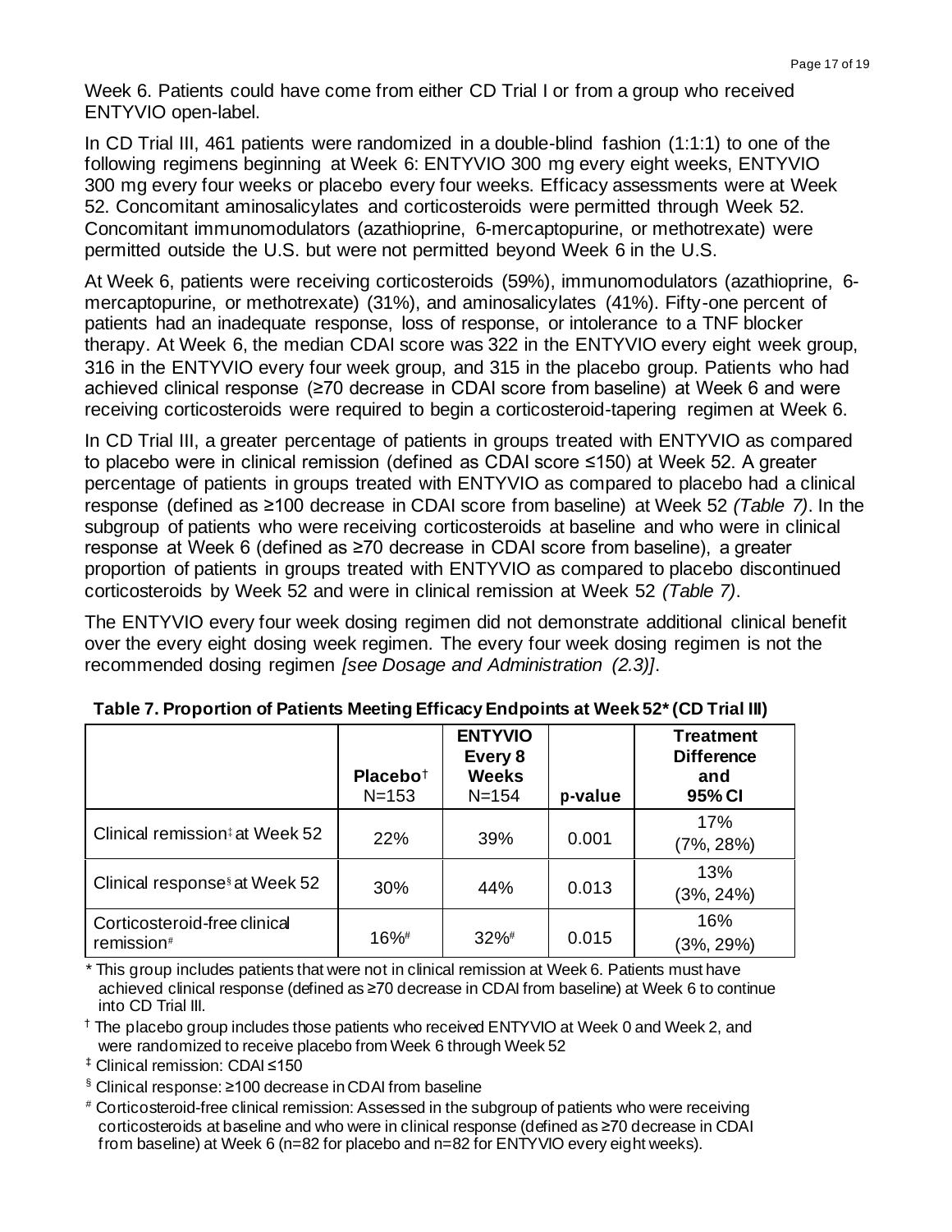Week 6. Patients could have come from either CD Trial I or from a group who received ENTYVIO open-label.

In CD Trial III, 461 patients were randomized in a double-blind fashion (1:1:1) to one of the following regimens beginning at Week 6: ENTYVIO 300 mg every eight weeks, ENTYVIO 300 mg every four weeks or placebo every four weeks. Efficacy assessments were at Week 52. Concomitant aminosalicylates and corticosteroids were permitted through Week 52. Concomitant immunomodulators (azathioprine, 6-mercaptopurine, or methotrexate) were permitted outside the U.S. but were not permitted beyond Week 6 in the U.S.

At Week 6, patients were receiving corticosteroids (59%), immunomodulators (azathioprine, 6-mercaptopurine, or methotrexate) (31%), and aminosalicylates (41%). Fifty-one percent of patients had an inadequate response, loss of response, or intolerance to a TNF blocker therapy. At Week 6, the median CDAI score was 322 in the ENTYVIO every eight week group, 316 in the ENTYVIO every four week group, and 315 in the placebo group. Patients who had achieved clinical response (≥70 decrease in CDAI score from baseline) at Week 6 and were receiving corticosteroids were required to begin a corticosteroid-tapering regimen at Week 6.

In CD Trial III, a greater percentage of patients in groups treated with ENTYVIO as compared to placebo were in clinical remission (defined as CDAI score ≤150) at Week 52. A greater percentage of patients in groups treated with ENTYVIO as compared to placebo had a clinical response (defined as ≥100 decrease in CDAI score from baseline) at Week 52 *(Table 7)*. In the subgroup of patients who were receiving corticosteroids at baseline and who were in clinical response at Week 6 (defined as ≥70 decrease in CDAI score from baseline), a greater proportion of patients in groups treated with ENTYVIO as compared to placebo discontinued corticosteroids by Week 52 and were in clinical remission at Week 52 *(Table 7)*.

The ENTYVIO every four week dosing regimen did not demonstrate additional clinical benefit over the every eight dosing week regimen. The every four week dosing regimen is not the recommended dosing regimen *[see Dosage and Administration (2.3)]*.

**Table 7. Proportion of Patients Meeting Efficacy Endpoints at Week 52* (CD Trial III)**

| | **Placebo**† N=153 | **ENTYVIO Every 8 Weeks** N=154 | **p-value** | **Treatment Difference and 95% CI** |
|---|---|---|---|---|
| Clinical remission‡ at Week 52 | 22% | 39% | 0.001 | 17% (7%, 28%) |
| Clinical response§ at Week 52 | 30% | 44% | 0.013 | 13% (3%, 24%) |
| Corticosteroid-free clinical remission# | 16%# | 32%# | 0.015 | 16% (3%, 29%) |

\* This group includes patients that were not in clinical remission at Week 6. Patients must have achieved clinical response (defined as ≥70 decrease in CDAI from baseline) at Week 6 to continue into CD Trial III.

† The placebo group includes those patients who received ENTYVIO at Week 0 and Week 2, and were randomized to receive placebo from Week 6 through Week 52

‡ Clinical remission: CDAI ≤150

§ Clinical response: ≥100 decrease in CDAI from baseline

# Corticosteroid-free clinical remission: Assessed in the subgroup of patients who were receiving corticosteroids at baseline and who were in clinical response (defined as ≥70 decrease in CDAI from baseline) at Week 6 (n=82 for placebo and n=82 for ENTYVIO every eight weeks).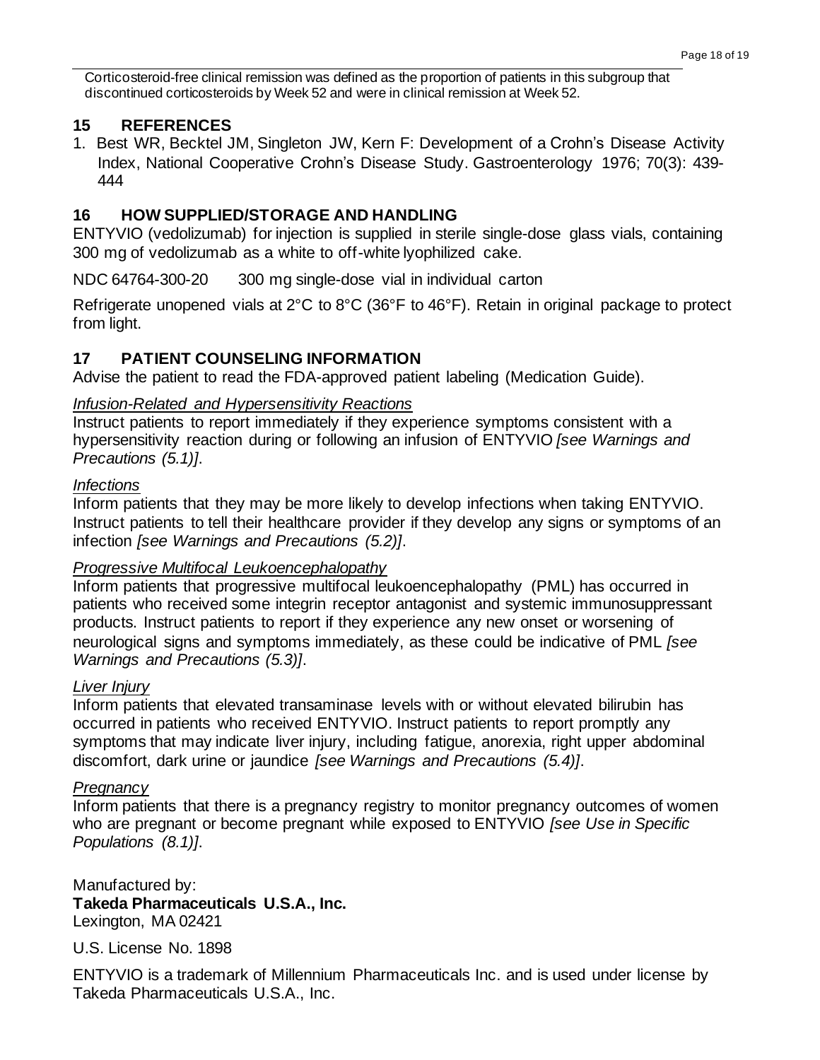Corticosteroid-free clinical remission was defined as the proportion of patients in this subgroup that discontinued corticosteroids by Week 52 and were in clinical remission at Week 52.

## 15 REFERENCES

1. Best WR, Becktel JM, Singleton JW, Kern F: Development of a Crohn's Disease Activity Index, National Cooperative Crohn's Disease Study. Gastroenterology 1976; 70(3): 439-444

## 16 HOW SUPPLIED/STORAGE AND HANDLING

ENTYVIO (vedolizumab) for injection is supplied in sterile single-dose glass vials, containing 300 mg of vedolizumab as a white to off-white lyophilized cake.

NDC 64764-300-20 300 mg single-dose vial in individual carton

Refrigerate unopened vials at 2°C to 8°C (36°F to 46°F). Retain in original package to protect from light.

## 17 PATIENT COUNSELING INFORMATION

Advise the patient to read the FDA-approved patient labeling (Medication Guide).

*Infusion-Related and Hypersensitivity Reactions*

Instruct patients to report immediately if they experience symptoms consistent with a hypersensitivity reaction during or following an infusion of ENTYVIO *[see Warnings and Precautions (5.1)]*.

*Infections*

Inform patients that they may be more likely to develop infections when taking ENTYVIO. Instruct patients to tell their healthcare provider if they develop any signs or symptoms of an infection *[see Warnings and Precautions (5.2)]*.

*Progressive Multifocal Leukoencephalopathy*

Inform patients that progressive multifocal leukoencephalopathy (PML) has occurred in patients who received some integrin receptor antagonist and systemic immunosuppressant products. Instruct patients to report if they experience any new onset or worsening of neurological signs and symptoms immediately, as these could be indicative of PML *[see Warnings and Precautions (5.3)]*.

*Liver Injury*

Inform patients that elevated transaminase levels with or without elevated bilirubin has occurred in patients who received ENTYVIO. Instruct patients to report promptly any symptoms that may indicate liver injury, including fatigue, anorexia, right upper abdominal discomfort, dark urine or jaundice *[see Warnings and Precautions (5.4)]*.

*Pregnancy*

Inform patients that there is a pregnancy registry to monitor pregnancy outcomes of women who are pregnant or become pregnant while exposed to ENTYVIO *[see Use in Specific Populations (8.1)]*.

Manufactured by:
**Takeda Pharmaceuticals U.S.A., Inc.**
Lexington, MA 02421

U.S. License No. 1898

ENTYVIO is a trademark of Millennium Pharmaceuticals Inc. and is used under license by Takeda Pharmaceuticals U.S.A., Inc.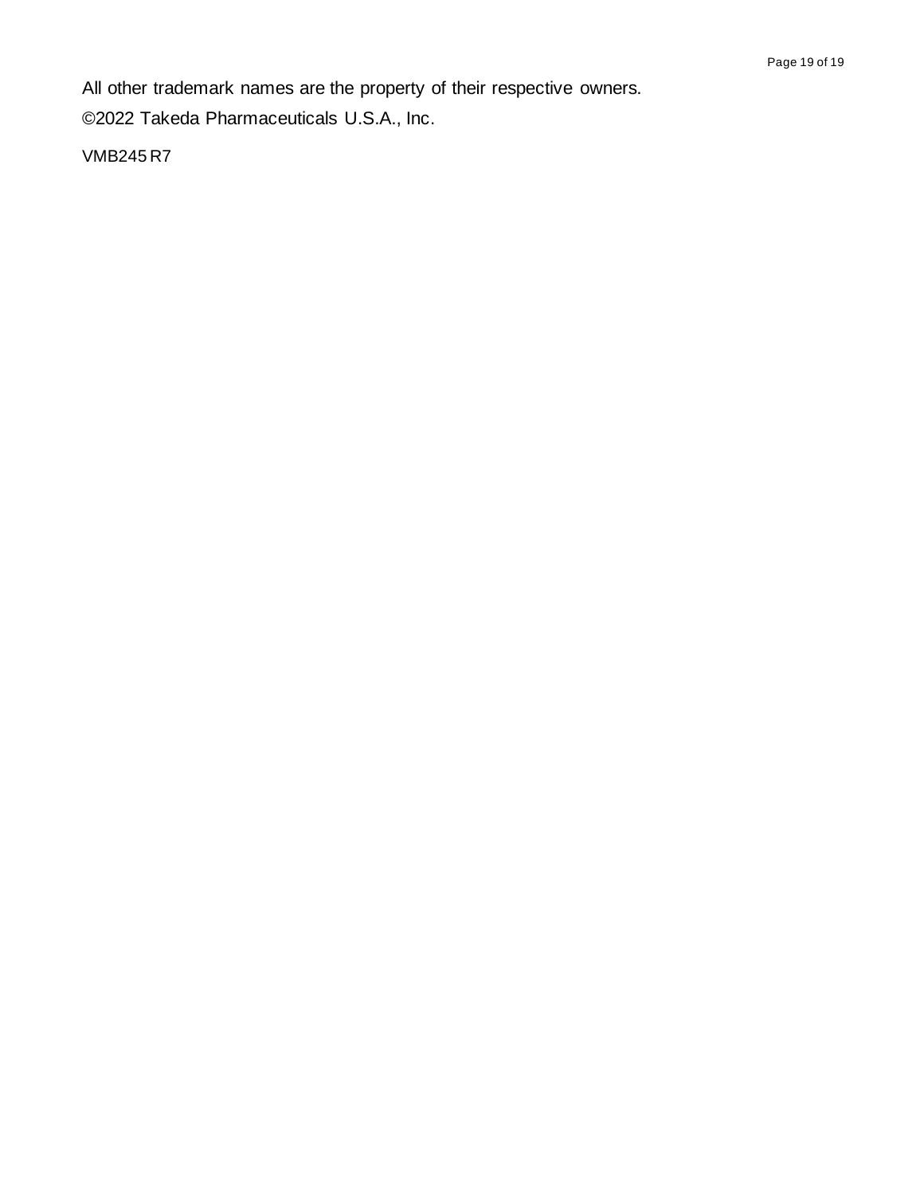All other trademark names are the property of their respective owners.

©2022 Takeda Pharmaceuticals U.S.A., Inc.

VMB245 R7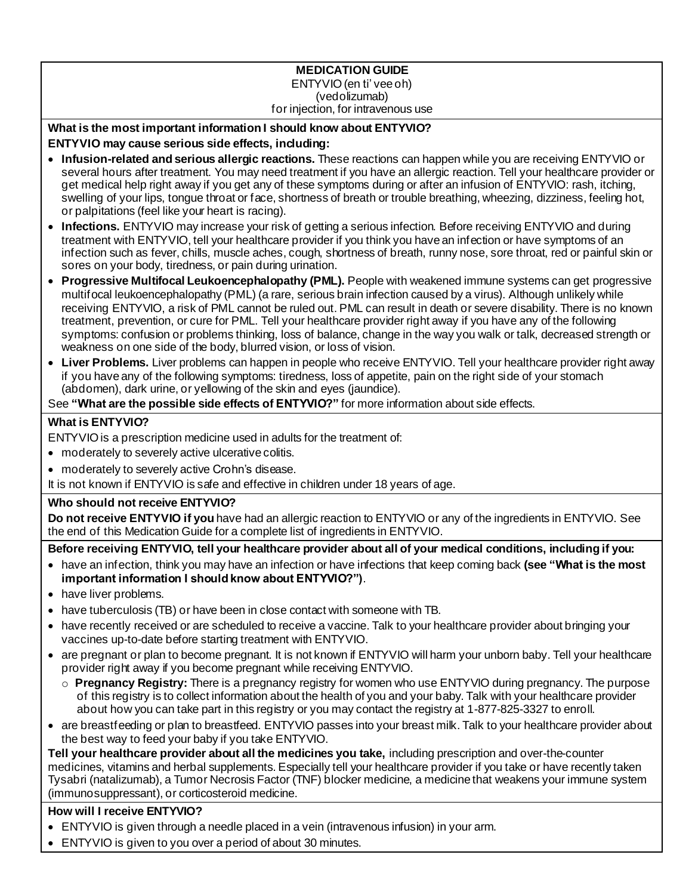**MEDICATION GUIDE**
ENTYVIO (en ti' vee oh)
(vedolizumab)
for injection, for intravenous use

**What is the most important information I should know about ENTYVIO?**

**ENTYVIO may cause serious side effects, including:**

- **Infusion-related and serious allergic reactions.** These reactions can happen while you are receiving ENTYVIO or several hours after treatment. You may need treatment if you have an allergic reaction. Tell your healthcare provider or get medical help right away if you get any of these symptoms during or after an infusion of ENTYVIO: rash, itching, swelling of your lips, tongue throat or face, shortness of breath or trouble breathing, wheezing, dizziness, feeling hot, or palpitations (feel like your heart is racing).
- **Infections.** ENTYVIO may increase your risk of getting a serious infection. Before receiving ENTYVIO and during treatment with ENTYVIO, tell your healthcare provider if you think you have an infection or have symptoms of an infection such as fever, chills, muscle aches, cough, shortness of breath, runny nose, sore throat, red or painful skin or sores on your body, tiredness, or pain during urination.
- **Progressive Multifocal Leukoencephalopathy (PML).** People with weakened immune systems can get progressive multifocal leukoencephalopathy (PML) (a rare, serious brain infection caused by a virus). Although unlikely while receiving ENTYVIO, a risk of PML cannot be ruled out. PML can result in death or severe disability. There is no known treatment, prevention, or cure for PML. Tell your healthcare provider right away if you have any of the following symptoms: confusion or problems thinking, loss of balance, change in the way you walk or talk, decreased strength or weakness on one side of the body, blurred vision, or loss of vision.
- **Liver Problems.** Liver problems can happen in people who receive ENTYVIO. Tell your healthcare provider right away if you have any of the following symptoms: tiredness, loss of appetite, pain on the right side of your stomach (abdomen), dark urine, or yellowing of the skin and eyes (jaundice).

See **"What are the possible side effects of ENTYVIO?"** for more information about side effects.

**What is ENTYVIO?**

ENTYVIO is a prescription medicine used in adults for the treatment of:

- moderately to severely active ulcerative colitis.
- moderately to severely active Crohn's disease.

It is not known if ENTYVIO is safe and effective in children under 18 years of age.

**Who should not receive ENTYVIO?**

**Do not receive ENTYVIO if you** have had an allergic reaction to ENTYVIO or any of the ingredients in ENTYVIO. See the end of this Medication Guide for a complete list of ingredients in ENTYVIO.

**Before receiving ENTYVIO, tell your healthcare provider about all of your medical conditions, including if you:**

- have an infection, think you may have an infection or have infections that keep coming back **(see "What is the most important information I should know about ENTYVIO?")**.
- have liver problems.
- have tuberculosis (TB) or have been in close contact with someone with TB.
- have recently received or are scheduled to receive a vaccine. Talk to your healthcare provider about bringing your vaccines up-to-date before starting treatment with ENTYVIO.
- are pregnant or plan to become pregnant. It is not known if ENTYVIO will harm your unborn baby. Tell your healthcare provider right away if you become pregnant while receiving ENTYVIO.
  - **Pregnancy Registry:** There is a pregnancy registry for women who use ENTYVIO during pregnancy. The purpose of this registry is to collect information about the health of you and your baby. Talk with your healthcare provider about how you can take part in this registry or you may contact the registry at 1-877-825-3327 to enroll.
- are breastfeeding or plan to breastfeed. ENTYVIO passes into your breast milk. Talk to your healthcare provider about the best way to feed your baby if you take ENTYVIO.

**Tell your healthcare provider about all the medicines you take,** including prescription and over-the-counter medicines, vitamins and herbal supplements. Especially tell your healthcare provider if you take or have recently taken Tysabri (natalizumab), a Tumor Necrosis Factor (TNF) blocker medicine, a medicine that weakens your immune system (immunosuppressant), or corticosteroid medicine.

**How will I receive ENTYVIO?**

- ENTYVIO is given through a needle placed in a vein (intravenous infusion) in your arm.
- ENTYVIO is given to you over a period of about 30 minutes.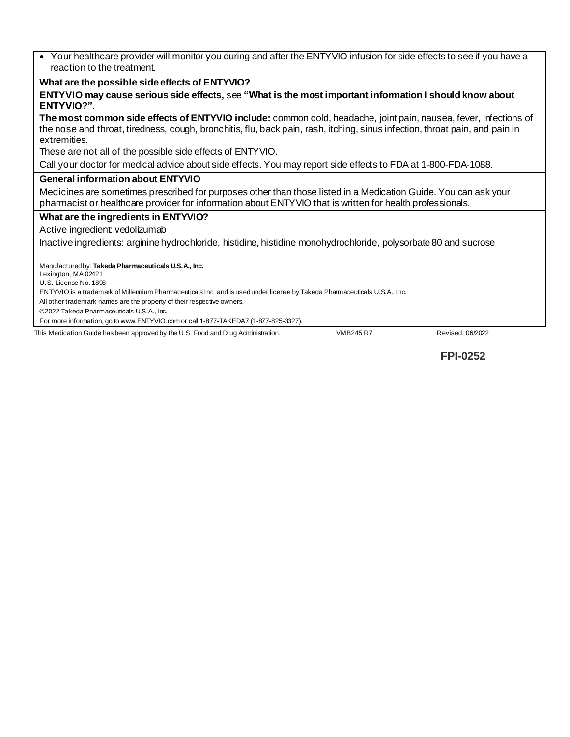- Your healthcare provider will monitor you during and after the ENTYVIO infusion for side effects to see if you have a reaction to the treatment.

**What are the possible side effects of ENTYVIO?**

**ENTYVIO may cause serious side effects,** see **"What is the most important information I should know about ENTYVIO?".**

**The most common side effects of ENTYVIO include:** common cold, headache, joint pain, nausea, fever, infections of the nose and throat, tiredness, cough, bronchitis, flu, back pain, rash, itching, sinus infection, throat pain, and pain in extremities.

These are not all of the possible side effects of ENTYVIO.

Call your doctor for medical advice about side effects. You may report side effects to FDA at 1-800-FDA-1088.

**General information about ENTYVIO**

Medicines are sometimes prescribed for purposes other than those listed in a Medication Guide. You can ask your pharmacist or healthcare provider for information about ENTYVIO that is written for health professionals.

**What are the ingredients in ENTYVIO?**

Active ingredient: vedolizumab

Inactive ingredients: arginine hydrochloride, histidine, histidine monohydrochloride, polysorbate 80 and sucrose

Manufactured by: **Takeda Pharmaceuticals U.S.A., Inc.**
Lexington, MA 02421
U.S. License No. 1898
ENTYVIO is a trademark of Millennium Pharmaceuticals Inc. and is used under license by Takeda Pharmaceuticals U.S.A., Inc.
All other trademark names are the property of their respective owners.
©2022 Takeda Pharmaceuticals U.S.A., Inc.
For more information, go to www.ENTYVIO.com or call 1-877-TAKEDA7 (1-877-825-3327).

This Medication Guide has been approved by the U.S. Food and Drug Administration. VMB245 R7 Revised: 06/2022

**FPI-0252**